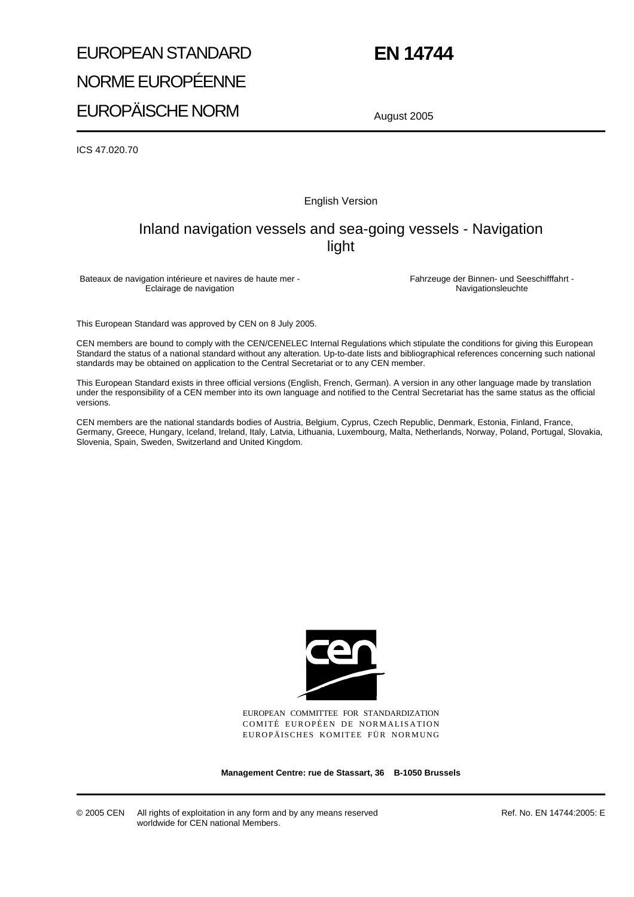EUROPEAN STANDARD

NORME EUROPÉENNE

EUROPÄISCHE NORM

# EN 14744

August 2005

ICS 47.020.70

English Version

## Inland navigation vessels and sea-going vessels - Navigation light

Bateaux de navigation intérieure et navires de haute mer - Eclairage de navigation

Fahrzeuge der Binnen- und Seeschifffahrt - Navigationsleuchte

This European Standard was approved by CEN on 8 July 2005.

CEN members are bound to comply with the CEN/CENELEC Internal Regulations which stipulate the conditions for giving this European Standard the status of a national standard without any alteration. Up-to-date lists and bibliographical references concerning such national standards may be obtained on application to the Central Secretariat or to any CEN member.

This European Standard exists in three official versions (English, French, German). A version in any other language made by translation under the responsibility of a CEN member into its own language and notified to the Central Secretariat has the same status as the official versions.

CEN members are the national standards bodies of Austria, Belgium, Cyprus, Czech Republic, Denmark, Estonia, Finland, France, Germany, Greece, Hungary, Iceland, Ireland, Italy, Latvia, Lithuania, Luxembourg, Malta, Netherlands, Norway, Poland, Portugal, Slovakia, Slovenia, Spain, Sweden, Switzerland and United Kingdom.

EUROPEAN COMMITTEE FOR STANDARDIZATION
COMITÉ EUROPÉEN DE NORMALISATION
EUROPÄISCHES KOMITEE FÜR NORMUNG

**Management Centre: rue de Stassart, 36 B-1050 Brussels**

© 2005 CEN All rights of exploitation in any form and by any means reserved worldwide for CEN national Members.

Ref. No. EN 14744:2005: E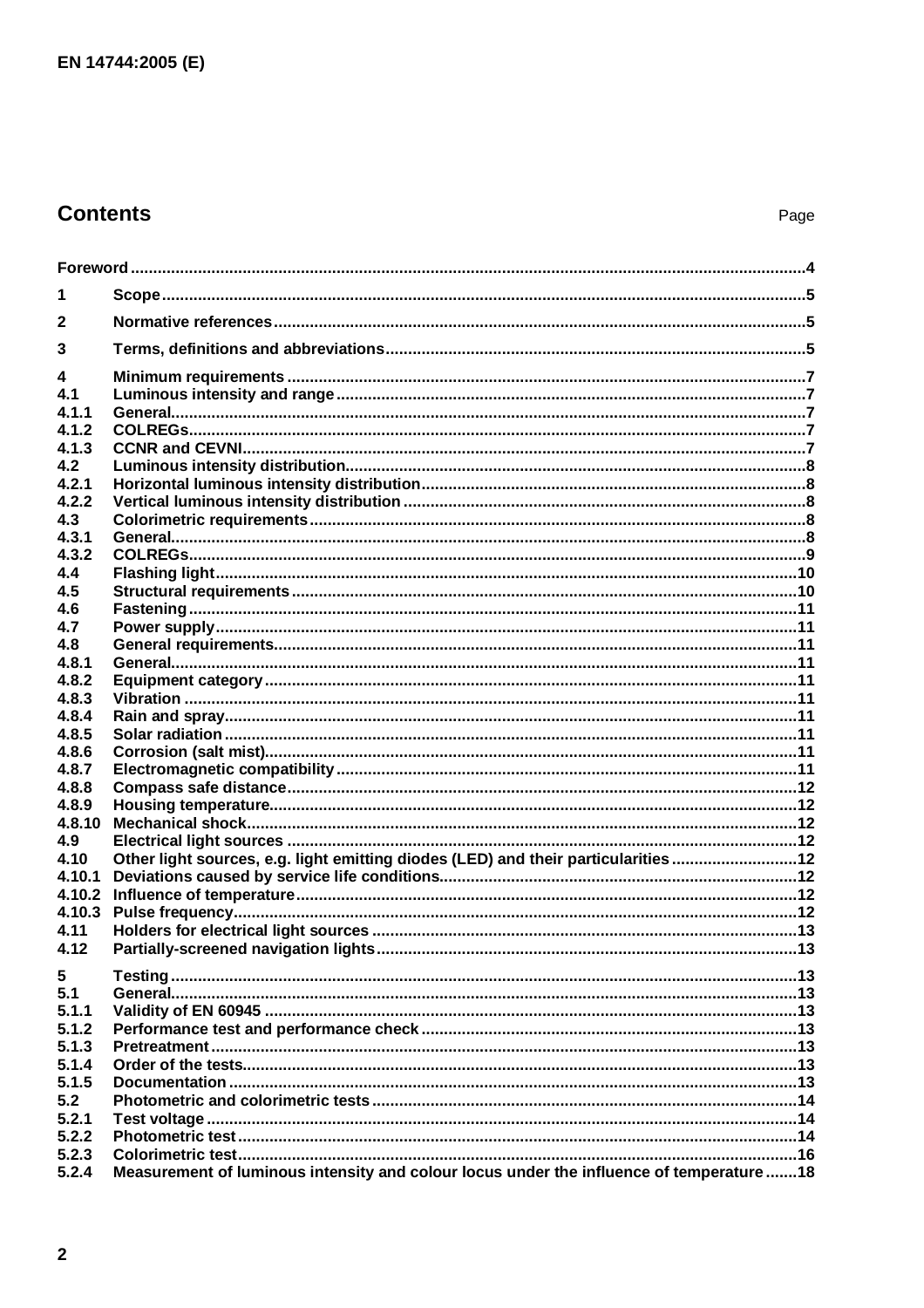## Contents

| | | Page |
|---|---|---|
| Foreword | | 4 |
| 1 | Scope | 5 |
| 2 | Normative references | 5 |
| 3 | Terms, definitions and abbreviations | 5 |
| 4 | Minimum requirements | 7 |
| 4.1 | Luminous intensity and range | 7 |
| 4.1.1 | General | 7 |
| 4.1.2 | COLREGs | 7 |
| 4.1.3 | CCNR and CEVNI | 7 |
| 4.2 | Luminous intensity distribution | 8 |
| 4.2.1 | Horizontal luminous intensity distribution | 8 |
| 4.2.2 | Vertical luminous intensity distribution | 8 |
| 4.3 | Colorimetric requirements | 8 |
| 4.3.1 | General | 8 |
| 4.3.2 | COLREGs | 9 |
| 4.4 | Flashing light | 10 |
| 4.5 | Structural requirements | 10 |
| 4.6 | Fastening | 11 |
| 4.7 | Power supply | 11 |
| 4.8 | General requirements | 11 |
| 4.8.1 | General | 11 |
| 4.8.2 | Equipment category | 11 |
| 4.8.3 | Vibration | 11 |
| 4.8.4 | Rain and spray | 11 |
| 4.8.5 | Solar radiation | 11 |
| 4.8.6 | Corrosion (salt mist) | 11 |
| 4.8.7 | Electromagnetic compatibility | 11 |
| 4.8.8 | Compass safe distance | 12 |
| 4.8.9 | Housing temperature | 12 |
| 4.8.10 | Mechanical shock | 12 |
| 4.9 | Electrical light sources | 12 |
| 4.10 | Other light sources, e.g. light emitting diodes (LED) and their particularities | 12 |
| 4.10.1 | Deviations caused by service life conditions | 12 |
| 4.10.2 | Influence of temperature | 12 |
| 4.10.3 | Pulse frequency | 12 |
| 4.11 | Holders for electrical light sources | 13 |
| 4.12 | Partially-screened navigation lights | 13 |
| 5 | Testing | 13 |
| 5.1 | General | 13 |
| 5.1.1 | Validity of EN 60945 | 13 |
| 5.1.2 | Performance test and performance check | 13 |
| 5.1.3 | Pretreatment | 13 |
| 5.1.4 | Order of the tests | 13 |
| 5.1.5 | Documentation | 13 |
| 5.2 | Photometric and colorimetric tests | 14 |
| 5.2.1 | Test voltage | 14 |
| 5.2.2 | Photometric test | 14 |
| 5.2.3 | Colorimetric test | 16 |
| 5.2.4 | Measurement of luminous intensity and colour locus under the influence of temperature | 18 |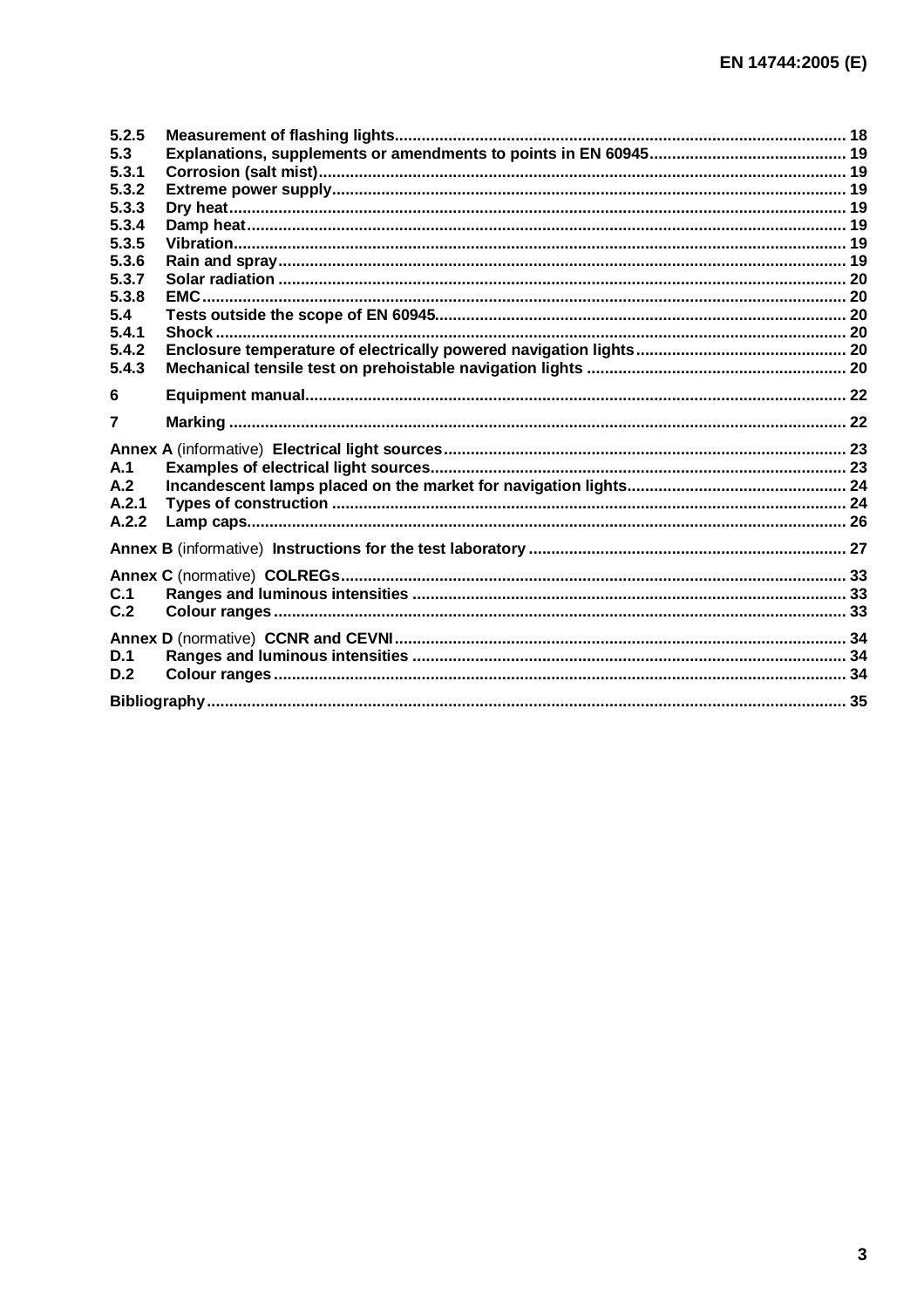| | | |
|---|---|---|
| 5.2.5 | Measurement of flashing lights | 18 |
| 5.3 | Explanations, supplements or amendments to points in EN 60945 | 19 |
| 5.3.1 | Corrosion (salt mist) | 19 |
| 5.3.2 | Extreme power supply | 19 |
| 5.3.3 | Dry heat | 19 |
| 5.3.4 | Damp heat | 19 |
| 5.3.5 | Vibration | 19 |
| 5.3.6 | Rain and spray | 19 |
| 5.3.7 | Solar radiation | 20 |
| 5.3.8 | EMC | 20 |
| 5.4 | Tests outside the scope of EN 60945 | 20 |
| 5.4.1 | Shock | 20 |
| 5.4.2 | Enclosure temperature of electrically powered navigation lights | 20 |
| 5.4.3 | Mechanical tensile test on prehoistable navigation lights | 20 |
| 6 | Equipment manual | 22 |
| 7 | Marking | 22 |
| **Annex A** (informative) | **Electrical light sources** | 23 |
| A.1 | Examples of electrical light sources | 23 |
| A.2 | Incandescent lamps placed on the market for navigation lights | 24 |
| A.2.1 | Types of construction | 24 |
| A.2.2 | Lamp caps | 26 |
| **Annex B** (informative) | **Instructions for the test laboratory** | 27 |
| **Annex C** (normative) | **COLREGs** | 33 |
| C.1 | Ranges and luminous intensities | 33 |
| C.2 | Colour ranges | 33 |
| **Annex D** (normative) | **CCNR and CEVNI** | 34 |
| D.1 | Ranges and luminous intensities | 34 |
| D.2 | Colour ranges | 34 |
| **Bibliography** | | 35 |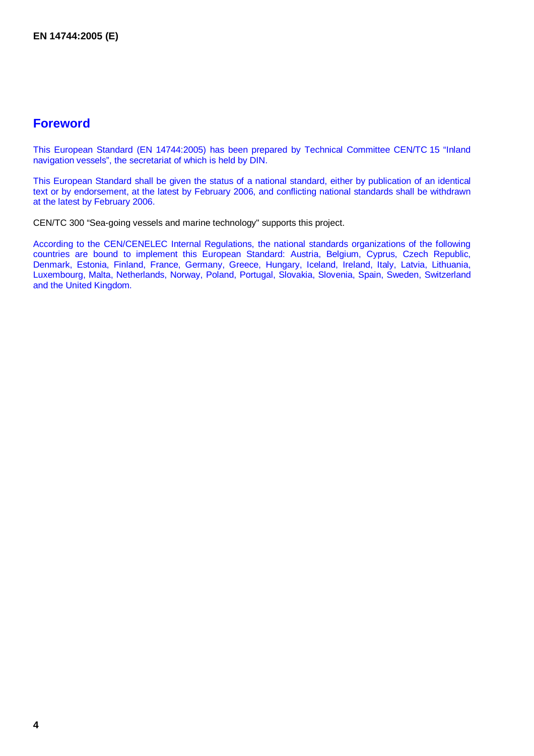# Foreword

This European Standard (EN 14744:2005) has been prepared by Technical Committee CEN/TC 15 “Inland navigation vessels”, the secretariat of which is held by DIN.

This European Standard shall be given the status of a national standard, either by publication of an identical text or by endorsement, at the latest by February 2006, and conflicting national standards shall be withdrawn at the latest by February 2006.

CEN/TC 300 “Sea-going vessels and marine technology" supports this project.

According to the CEN/CENELEC Internal Regulations, the national standards organizations of the following countries are bound to implement this European Standard: Austria, Belgium, Cyprus, Czech Republic, Denmark, Estonia, Finland, France, Germany, Greece, Hungary, Iceland, Ireland, Italy, Latvia, Lithuania, Luxembourg, Malta, Netherlands, Norway, Poland, Portugal, Slovakia, Slovenia, Spain, Sweden, Switzerland and the United Kingdom.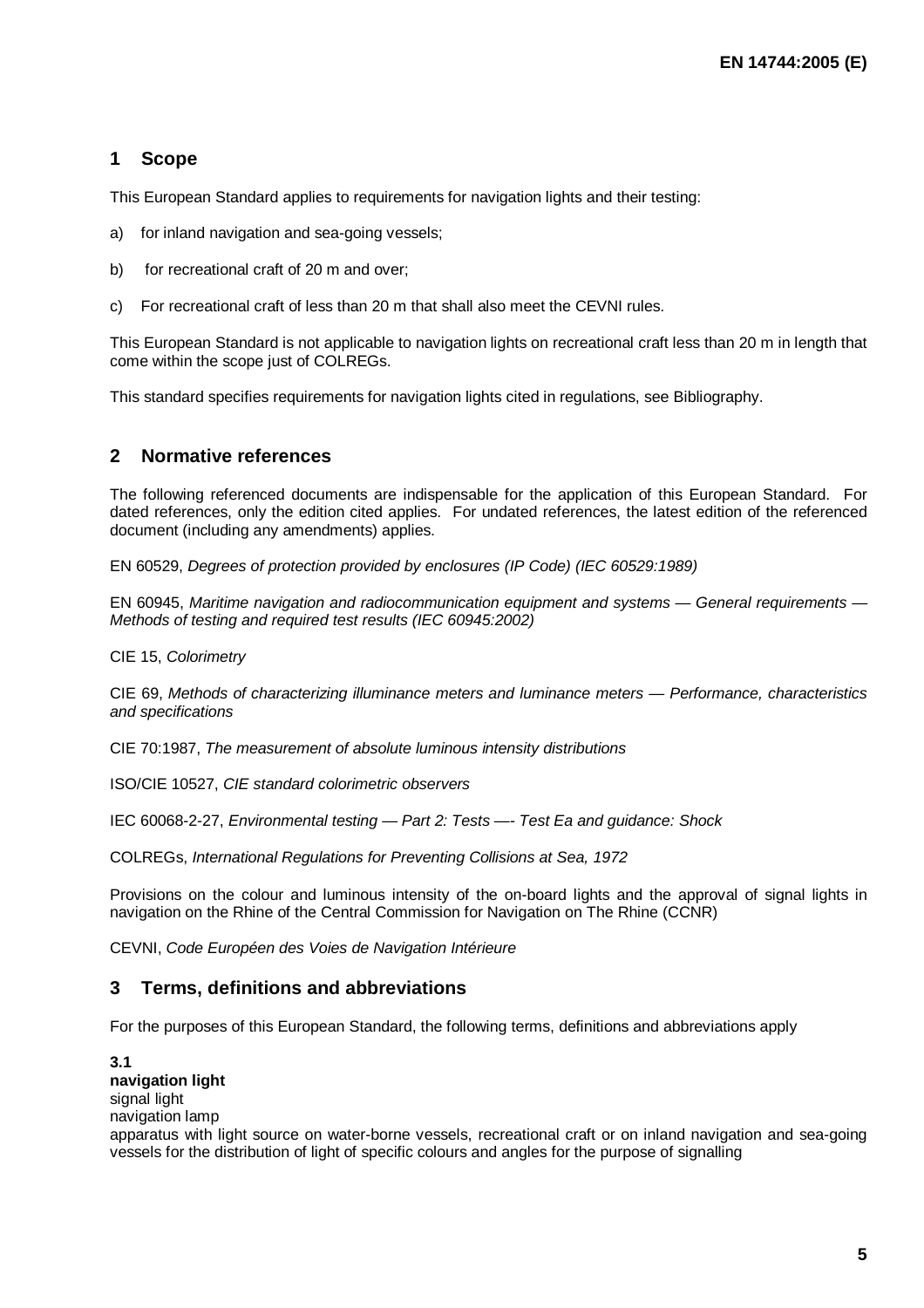## 1 Scope

This European Standard applies to requirements for navigation lights and their testing:

a) for inland navigation and sea-going vessels;

b) for recreational craft of 20 m and over;

c) For recreational craft of less than 20 m that shall also meet the CEVNI rules.

This European Standard is not applicable to navigation lights on recreational craft less than 20 m in length that come within the scope just of COLREGs.

This standard specifies requirements for navigation lights cited in regulations, see Bibliography.

## 2 Normative references

The following referenced documents are indispensable for the application of this European Standard. For dated references, only the edition cited applies. For undated references, the latest edition of the referenced document (including any amendments) applies.

EN 60529, *Degrees of protection provided by enclosures (IP Code) (IEC 60529:1989)*

EN 60945, *Maritime navigation and radiocommunication equipment and systems — General requirements — Methods of testing and required test results (IEC 60945:2002)*

CIE 15, *Colorimetry*

CIE 69, *Methods of characterizing illuminance meters and luminance meters — Performance, characteristics and specifications*

CIE 70:1987, *The measurement of absolute luminous intensity distributions*

ISO/CIE 10527, *CIE standard colorimetric observers*

IEC 60068-2-27, *Environmental testing — Part 2: Tests —- Test Ea and guidance: Shock*

COLREGs, *International Regulations for Preventing Collisions at Sea, 1972*

Provisions on the colour and luminous intensity of the on-board lights and the approval of signal lights in navigation on the Rhine of the Central Commission for Navigation on The Rhine (CCNR)

CEVNI, *Code Européen des Voies de Navigation Intérieure*

## 3 Terms, definitions and abbreviations

For the purposes of this European Standard, the following terms, definitions and abbreviations apply

**3.1**
**navigation light**
signal light
navigation lamp
apparatus with light source on water-borne vessels, recreational craft or on inland navigation and sea-going vessels for the distribution of light of specific colours and angles for the purpose of signalling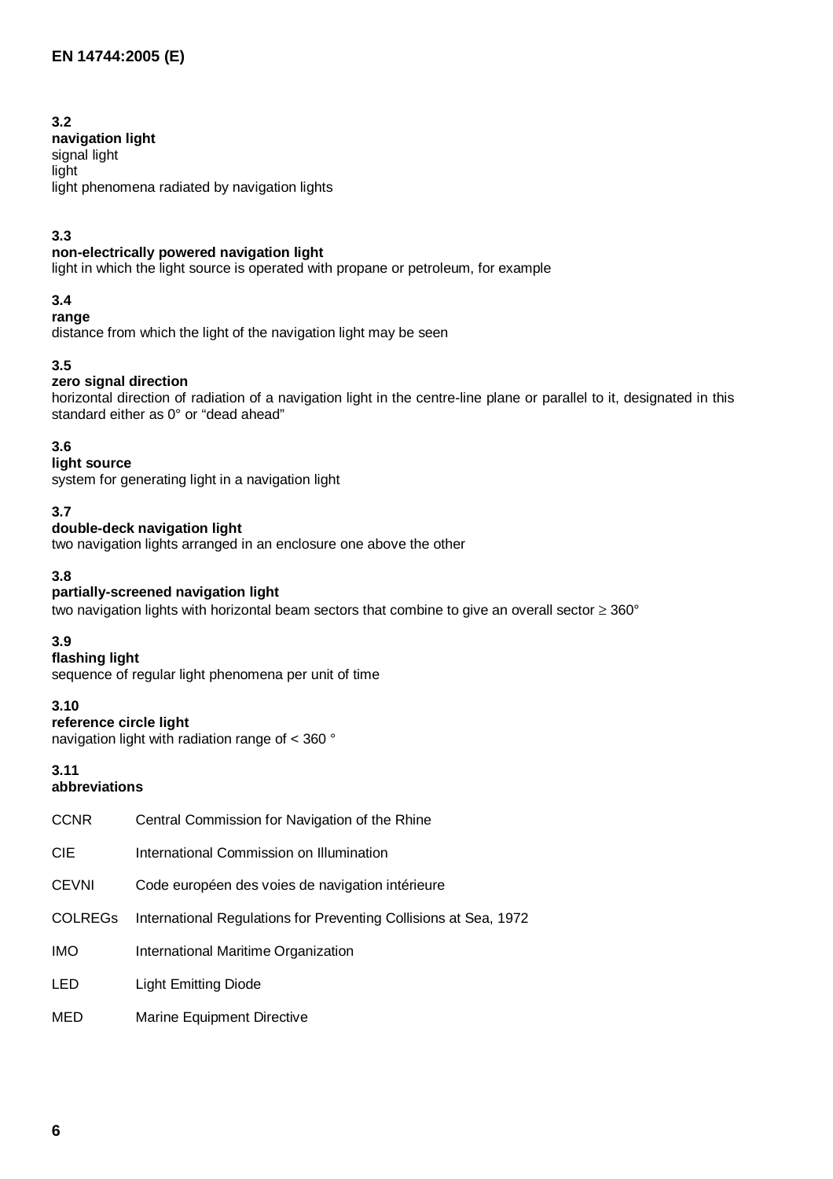**3.2**
**navigation light**
signal light
light
light phenomena radiated by navigation lights

**3.3**
**non-electrically powered navigation light**
light in which the light source is operated with propane or petroleum, for example

**3.4**
**range**
distance from which the light of the navigation light may be seen

**3.5**
**zero signal direction**
horizontal direction of radiation of a navigation light in the centre-line plane or parallel to it, designated in this standard either as 0° or "dead ahead"

**3.6**
**light source**
system for generating light in a navigation light

**3.7**
**double-deck navigation light**
two navigation lights arranged in an enclosure one above the other

**3.8**
**partially-screened navigation light**
two navigation lights with horizontal beam sectors that combine to give an overall sector ≥ 360°

**3.9**
**flashing light**
sequence of regular light phenomena per unit of time

**3.10**
**reference circle light**
navigation light with radiation range of < 360 °

**3.11**
**abbreviations**

| | |
|---|---|
| CCNR | Central Commission for Navigation of the Rhine |
| CIE | International Commission on Illumination |
| CEVNI | Code européen des voies de navigation intérieure |
| COLREGs | International Regulations for Preventing Collisions at Sea, 1972 |
| IMO | International Maritime Organization |
| LED | Light Emitting Diode |
| MED | Marine Equipment Directive |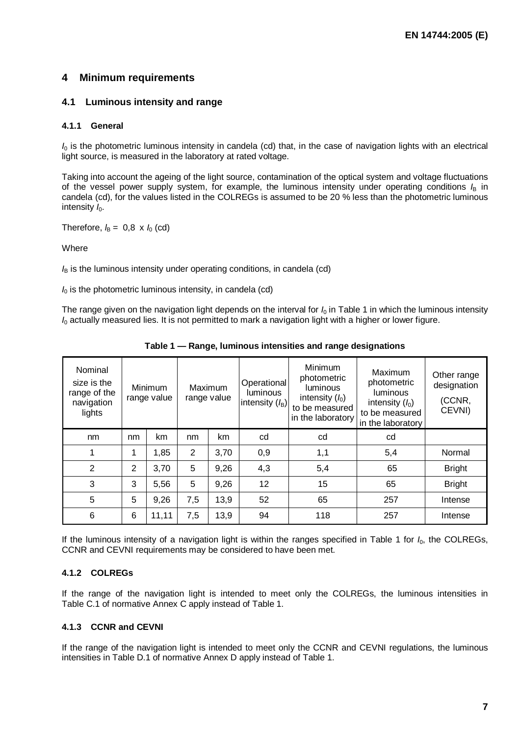# 4 Minimum requirements

## 4.1 Luminous intensity and range

### 4.1.1 General

$I_0$ is the photometric luminous intensity in candela (cd) that, in the case of navigation lights with an electrical light source, is measured in the laboratory at rated voltage.

Taking into account the ageing of the light source, contamination of the optical system and voltage fluctuations of the vessel power supply system, for example, the luminous intensity under operating conditions $I_B$ in candela (cd), for the values listed in the COLREGs is assumed to be 20 % less than the photometric luminous intensity $I_0$.

Therefore, $I_B = 0{,}8 \times I_0$ (cd)

Where

$I_B$ is the luminous intensity under operating conditions, in candela (cd)

$I_0$ is the photometric luminous intensity, in candela (cd)

The range given on the navigation light depends on the interval for $I_0$ in Table 1 in which the luminous intensity $I_0$ actually measured lies. It is not permitted to mark a navigation light with a higher or lower figure.

**Table 1 — Range, luminous intensities and range designations**

| Nominal size is the range of the navigation lights | Minimum range value | | Maximum range value | | Operational luminous intensity ($I_B$) | Minimum photometric luminous intensity ($I_0$) to be measured in the laboratory | Maximum photometric luminous intensity ($I_0$) to be measured in the laboratory | Other range designation (CCNR, CEVNI) |
|---|---|---|---|---|---|---|---|---|
| nm | nm | km | nm | km | cd | cd | cd | |
| 1 | 1 | 1,85 | 2 | 3,70 | 0,9 | 1,1 | 5,4 | Normal |
| 2 | 2 | 3,70 | 5 | 9,26 | 4,3 | 5,4 | 65 | Bright |
| 3 | 3 | 5,56 | 5 | 9,26 | 12 | 15 | 65 | Bright |
| 5 | 5 | 9,26 | 7,5 | 13,9 | 52 | 65 | 257 | Intense |
| 6 | 6 | 11,11 | 7,5 | 13,9 | 94 | 118 | 257 | Intense |

If the luminous intensity of a navigation light is within the ranges specified in Table 1 for $I_0$, the COLREGs, CCNR and CEVNI requirements may be considered to have been met.

### 4.1.2 COLREGs

If the range of the navigation light is intended to meet only the COLREGs, the luminous intensities in Table C.1 of normative Annex C apply instead of Table 1.

### 4.1.3 CCNR and CEVNI

If the range of the navigation light is intended to meet only the CCNR and CEVNI regulations, the luminous intensities in Table D.1 of normative Annex D apply instead of Table 1.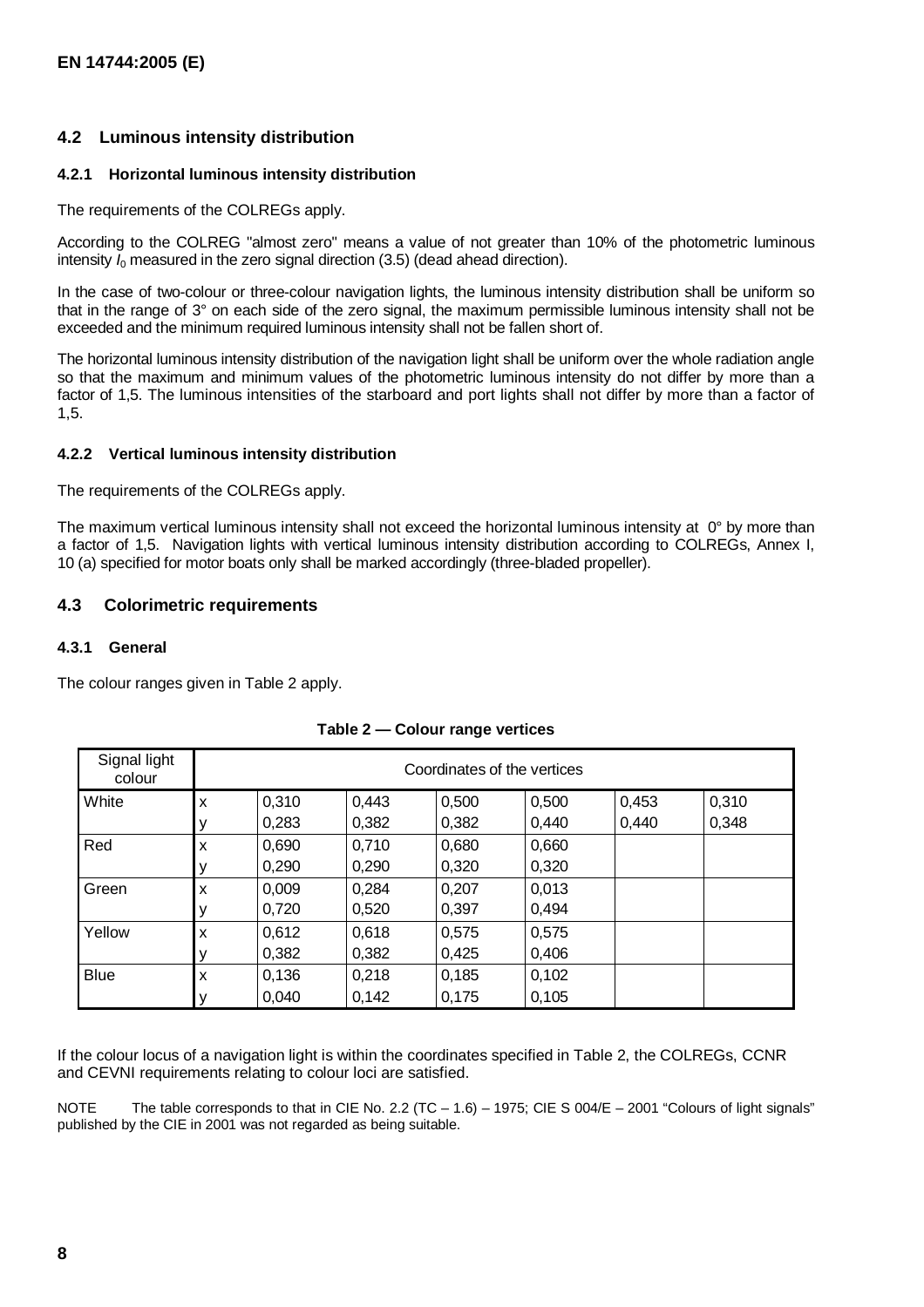## 4.2 Luminous intensity distribution

### 4.2.1 Horizontal luminous intensity distribution

The requirements of the COLREGs apply.

According to the COLREG "almost zero" means a value of not greater than 10% of the photometric luminous intensity $I_0$ measured in the zero signal direction (3.5) (dead ahead direction).

In the case of two-colour or three-colour navigation lights, the luminous intensity distribution shall be uniform so that in the range of 3° on each side of the zero signal, the maximum permissible luminous intensity shall not be exceeded and the minimum required luminous intensity shall not be fallen short of.

The horizontal luminous intensity distribution of the navigation light shall be uniform over the whole radiation angle so that the maximum and minimum values of the photometric luminous intensity do not differ by more than a factor of 1,5. The luminous intensities of the starboard and port lights shall not differ by more than a factor of 1,5.

### 4.2.2 Vertical luminous intensity distribution

The requirements of the COLREGs apply.

The maximum vertical luminous intensity shall not exceed the horizontal luminous intensity at 0° by more than a factor of 1,5. Navigation lights with vertical luminous intensity distribution according to COLREGs, Annex I, 10 (a) specified for motor boats only shall be marked accordingly (three-bladed propeller).

## 4.3 Colorimetric requirements

### 4.3.1 General

The colour ranges given in Table 2 apply.

**Table 2 — Colour range vertices**

| Signal light colour | Coordinates of the vertices | | | | | | |
|---|---|---|---|---|---|---|---|
| White | x | 0,310 | 0,443 | 0,500 | 0,500 | 0,453 | 0,310 |
| | y | 0,283 | 0,382 | 0,382 | 0,440 | 0,440 | 0,348 |
| Red | x | 0,690 | 0,710 | 0,680 | 0,660 | | |
| | y | 0,290 | 0,290 | 0,320 | 0,320 | | |
| Green | x | 0,009 | 0,284 | 0,207 | 0,013 | | |
| | y | 0,720 | 0,520 | 0,397 | 0,494 | | |
| Yellow | x | 0,612 | 0,618 | 0,575 | 0,575 | | |
| | y | 0,382 | 0,382 | 0,425 | 0,406 | | |
| Blue | x | 0,136 | 0,218 | 0,185 | 0,102 | | |
| | y | 0,040 | 0,142 | 0,175 | 0,105 | | |

If the colour locus of a navigation light is within the coordinates specified in Table 2, the COLREGs, CCNR and CEVNI requirements relating to colour loci are satisfied.

NOTE The table corresponds to that in CIE No. 2.2 (TC – 1.6) – 1975; CIE S 004/E – 2001 "Colours of light signals" published by the CIE in 2001 was not regarded as being suitable.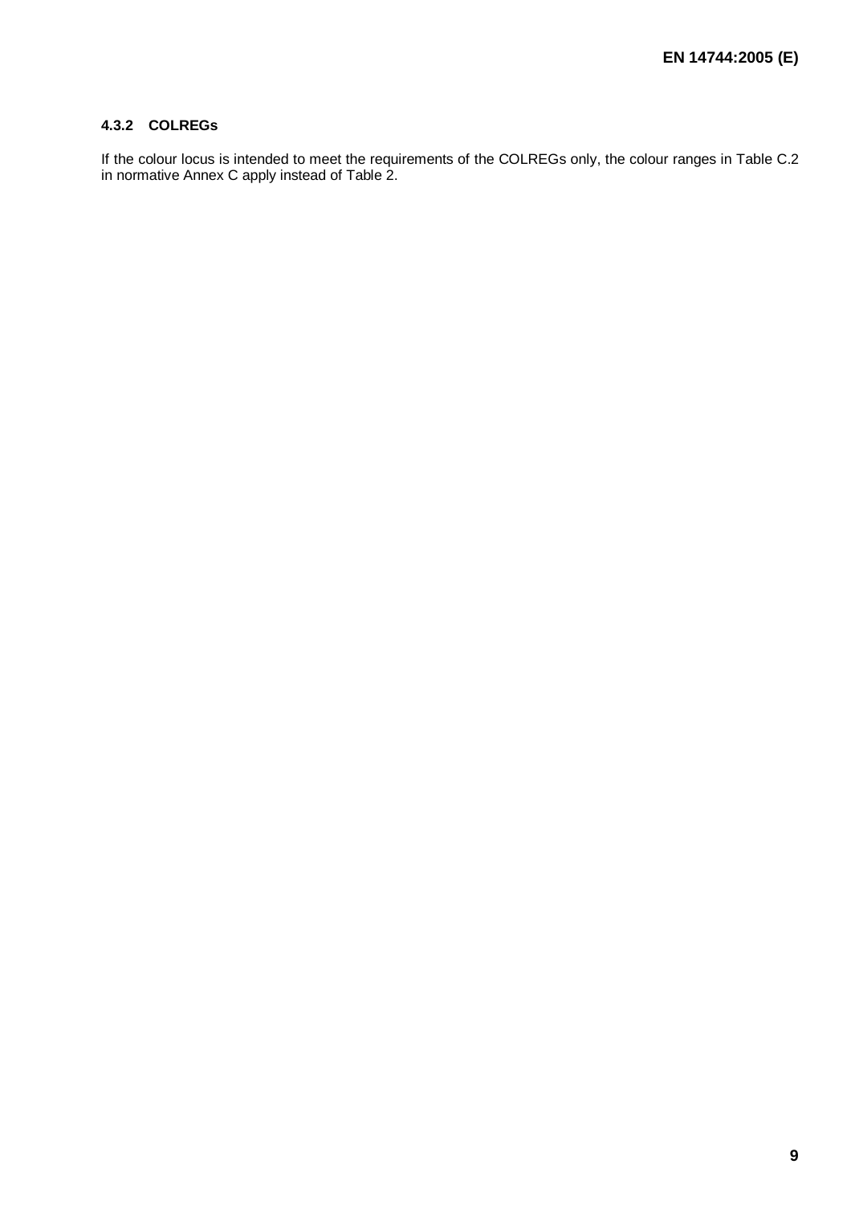#### 4.3.2 COLREGs

If the colour locus is intended to meet the requirements of the COLREGs only, the colour ranges in Table C.2 in normative Annex C apply instead of Table 2.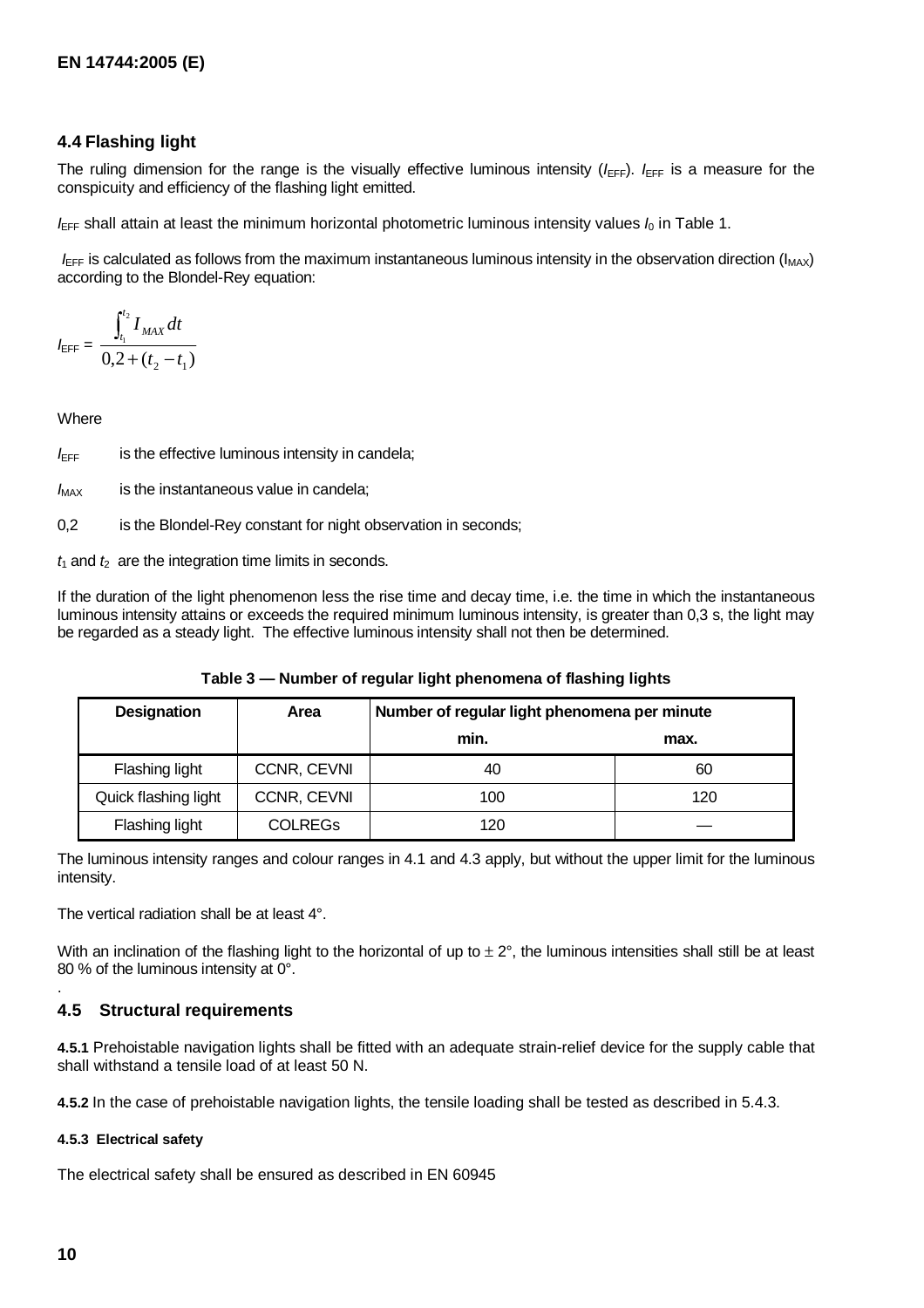### 4.4 Flashing light

The ruling dimension for the range is the visually effective luminous intensity ($I_{EFF}$). $I_{EFF}$ is a measure for the conspicuity and efficiency of the flashing light emitted.

$I_{EFF}$ shall attain at least the minimum horizontal photometric luminous intensity values $I_0$ in Table 1.

$I_{EFF}$ is calculated as follows from the maximum instantaneous luminous intensity in the observation direction ($I_{MAX}$) according to the Blondel-Rey equation:

$$I_{EFF} = \frac{\int_{t_1}^{t_2} I_{MAX}\, dt}{0{,}2 + (t_2 - t_1)}$$

Where

$I_{EFF}$ is the effective luminous intensity in candela;

$I_{MAX}$ is the instantaneous value in candela;

0,2 is the Blondel-Rey constant for night observation in seconds;

$t_1$ and $t_2$ are the integration time limits in seconds.

If the duration of the light phenomenon less the rise time and decay time, i.e. the time in which the instantaneous luminous intensity attains or exceeds the required minimum luminous intensity, is greater than 0,3 s, the light may be regarded as a steady light. The effective luminous intensity shall not then be determined.

**Table 3 — Number of regular light phenomena of flashing lights**

| Designation | Area | Number of regular light phenomena per minute | |
|---|---|---|---|
| | | min. | max. |
| Flashing light | CCNR, CEVNI | 40 | 60 |
| Quick flashing light | CCNR, CEVNI | 100 | 120 |
| Flashing light | COLREGs | 120 | — |

The luminous intensity ranges and colour ranges in 4.1 and 4.3 apply, but without the upper limit for the luminous intensity.

The vertical radiation shall be at least 4°.

With an inclination of the flashing light to the horizontal of up to ± 2°, the luminous intensities shall still be at least 80 % of the luminous intensity at 0°.

### 4.5 Structural requirements

**4.5.1** Prehoistable navigation lights shall be fitted with an adequate strain-relief device for the supply cable that shall withstand a tensile load of at least 50 N.

**4.5.2** In the case of prehoistable navigation lights, the tensile loading shall be tested as described in 5.4.3.

#### 4.5.3 Electrical safety

The electrical safety shall be ensured as described in EN 60945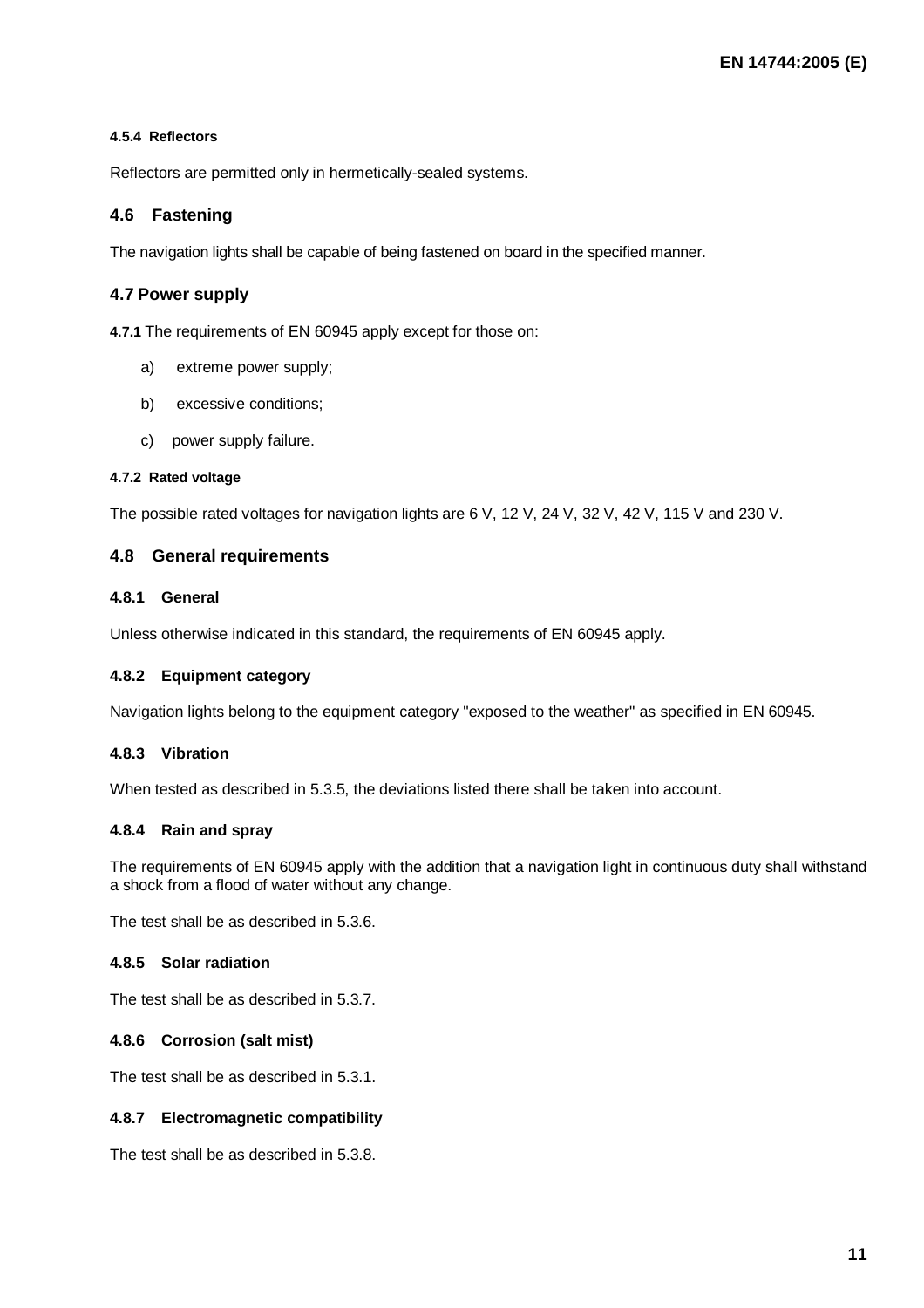#### 4.5.4 Reflectors

Reflectors are permitted only in hermetically-sealed systems.

### 4.6 Fastening

The navigation lights shall be capable of being fastened on board in the specified manner.

### 4.7 Power supply

**4.7.1** The requirements of EN 60945 apply except for those on:

a) extreme power supply;

b) excessive conditions;

c) power supply failure.

#### 4.7.2 Rated voltage

The possible rated voltages for navigation lights are 6 V, 12 V, 24 V, 32 V, 42 V, 115 V and 230 V.

### 4.8 General requirements

#### 4.8.1 General

Unless otherwise indicated in this standard, the requirements of EN 60945 apply.

#### 4.8.2 Equipment category

Navigation lights belong to the equipment category "exposed to the weather" as specified in EN 60945.

#### 4.8.3 Vibration

When tested as described in 5.3.5, the deviations listed there shall be taken into account.

#### 4.8.4 Rain and spray

The requirements of EN 60945 apply with the addition that a navigation light in continuous duty shall withstand a shock from a flood of water without any change.

The test shall be as described in 5.3.6.

#### 4.8.5 Solar radiation

The test shall be as described in 5.3.7.

#### 4.8.6 Corrosion (salt mist)

The test shall be as described in 5.3.1.

#### 4.8.7 Electromagnetic compatibility

The test shall be as described in 5.3.8.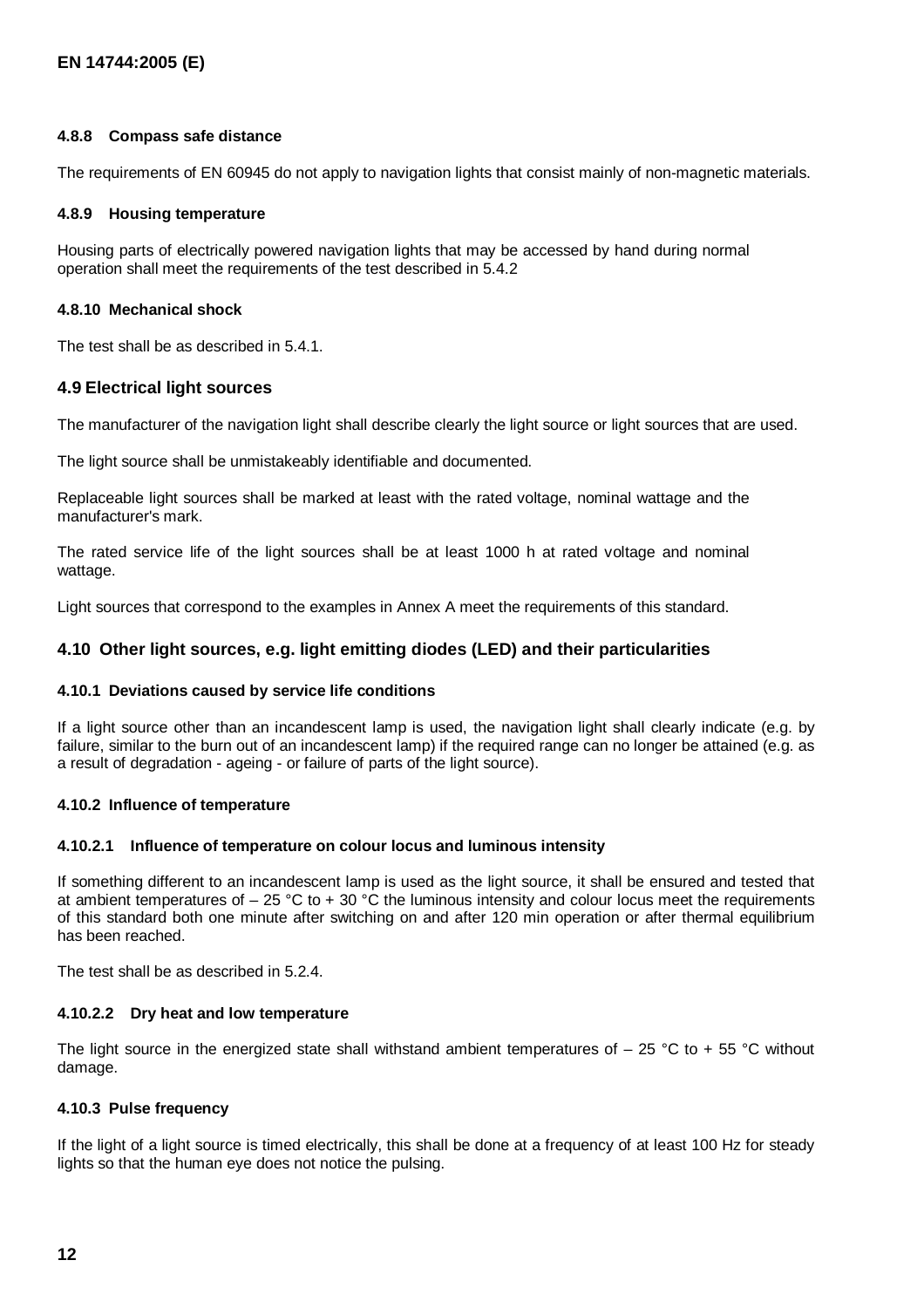#### 4.8.8 Compass safe distance

The requirements of EN 60945 do not apply to navigation lights that consist mainly of non-magnetic materials.

#### 4.8.9 Housing temperature

Housing parts of electrically powered navigation lights that may be accessed by hand during normal operation shall meet the requirements of the test described in 5.4.2

#### 4.8.10 Mechanical shock

The test shall be as described in 5.4.1.

### 4.9 Electrical light sources

The manufacturer of the navigation light shall describe clearly the light source or light sources that are used.

The light source shall be unmistakeably identifiable and documented.

Replaceable light sources shall be marked at least with the rated voltage, nominal wattage and the manufacturer's mark.

The rated service life of the light sources shall be at least 1000 h at rated voltage and nominal wattage.

Light sources that correspond to the examples in Annex A meet the requirements of this standard.

### 4.10 Other light sources, e.g. light emitting diodes (LED) and their particularities

#### 4.10.1 Deviations caused by service life conditions

If a light source other than an incandescent lamp is used, the navigation light shall clearly indicate (e.g. by failure, similar to the burn out of an incandescent lamp) if the required range can no longer be attained (e.g. as a result of degradation - ageing - or failure of parts of the light source).

#### 4.10.2 Influence of temperature

##### 4.10.2.1 Influence of temperature on colour locus and luminous intensity

If something different to an incandescent lamp is used as the light source, it shall be ensured and tested that at ambient temperatures of – 25 °C to + 30 °C the luminous intensity and colour locus meet the requirements of this standard both one minute after switching on and after 120 min operation or after thermal equilibrium has been reached.

The test shall be as described in 5.2.4.

##### 4.10.2.2 Dry heat and low temperature

The light source in the energized state shall withstand ambient temperatures of – 25 °C to + 55 °C without damage.

#### 4.10.3 Pulse frequency

If the light of a light source is timed electrically, this shall be done at a frequency of at least 100 Hz for steady lights so that the human eye does not notice the pulsing.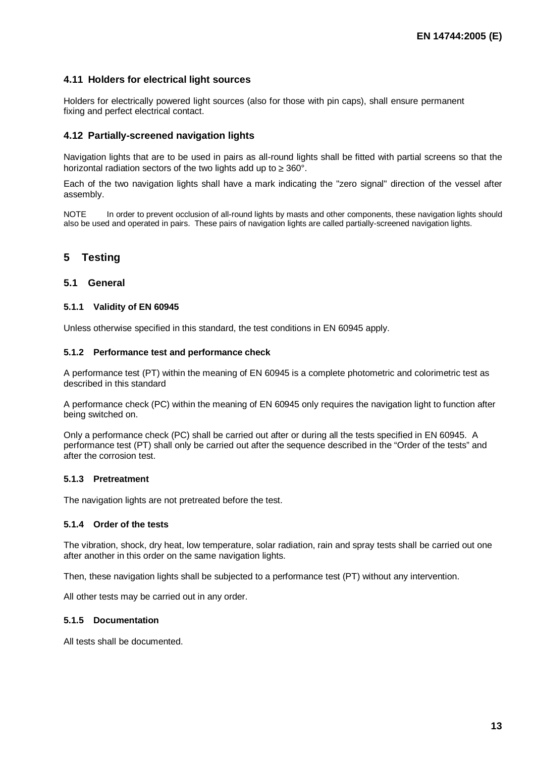### 4.11 Holders for electrical light sources

Holders for electrically powered light sources (also for those with pin caps), shall ensure permanent fixing and perfect electrical contact.

### 4.12 Partially-screened navigation lights

Navigation lights that are to be used in pairs as all-round lights shall be fitted with partial screens so that the horizontal radiation sectors of the two lights add up to $\geq 360°$.

Each of the two navigation lights shall have a mark indicating the "zero signal" direction of the vessel after assembly.

NOTE In order to prevent occlusion of all-round lights by masts and other components, these navigation lights should also be used and operated in pairs. These pairs of navigation lights are called partially-screened navigation lights.

## 5 Testing

### 5.1 General

#### 5.1.1 Validity of EN 60945

Unless otherwise specified in this standard, the test conditions in EN 60945 apply.

#### 5.1.2 Performance test and performance check

A performance test (PT) within the meaning of EN 60945 is a complete photometric and colorimetric test as described in this standard

A performance check (PC) within the meaning of EN 60945 only requires the navigation light to function after being switched on.

Only a performance check (PC) shall be carried out after or during all the tests specified in EN 60945. A performance test (PT) shall only be carried out after the sequence described in the “Order of the tests” and after the corrosion test.

#### 5.1.3 Pretreatment

The navigation lights are not pretreated before the test.

#### 5.1.4 Order of the tests

The vibration, shock, dry heat, low temperature, solar radiation, rain and spray tests shall be carried out one after another in this order on the same navigation lights.

Then, these navigation lights shall be subjected to a performance test (PT) without any intervention.

All other tests may be carried out in any order.

#### 5.1.5 Documentation

All tests shall be documented.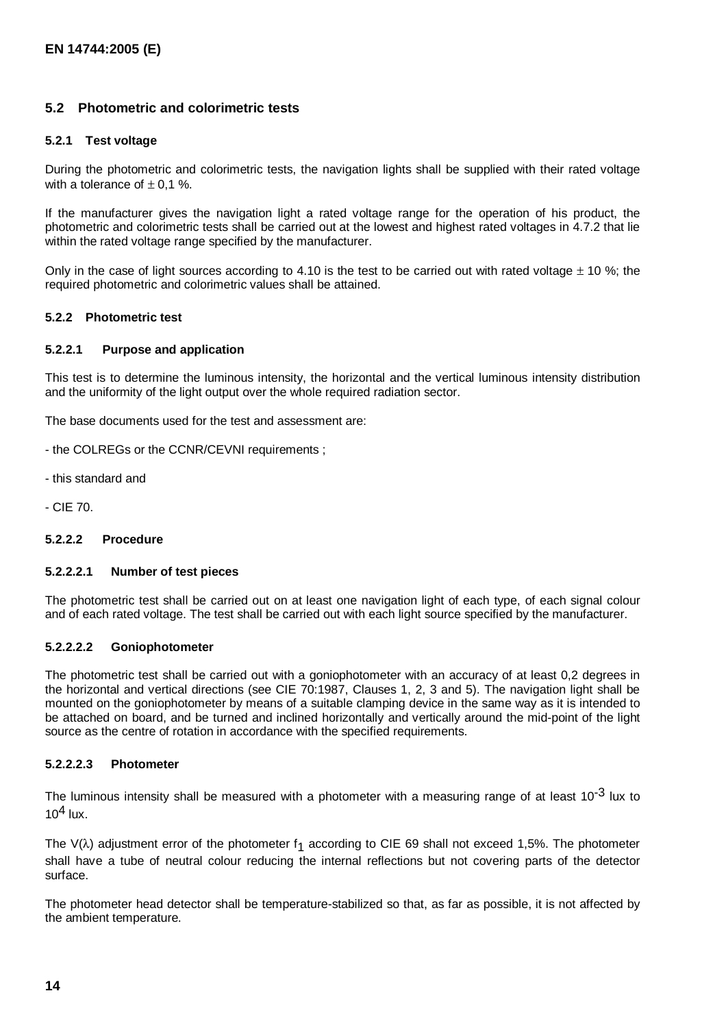## 5.2 Photometric and colorimetric tests

### 5.2.1 Test voltage

During the photometric and colorimetric tests, the navigation lights shall be supplied with their rated voltage with a tolerance of $\pm$ 0,1 %.

If the manufacturer gives the navigation light a rated voltage range for the operation of his product, the photometric and colorimetric tests shall be carried out at the lowest and highest rated voltages in 4.7.2 that lie within the rated voltage range specified by the manufacturer.

Only in the case of light sources according to 4.10 is the test to be carried out with rated voltage $\pm$ 10 %; the required photometric and colorimetric values shall be attained.

### 5.2.2 Photometric test

#### 5.2.2.1 Purpose and application

This test is to determine the luminous intensity, the horizontal and the vertical luminous intensity distribution and the uniformity of the light output over the whole required radiation sector.

The base documents used for the test and assessment are:

- the COLREGs or the CCNR/CEVNI requirements ;

- this standard and

- CIE 70.

#### 5.2.2.2 Procedure

##### 5.2.2.2.1 Number of test pieces

The photometric test shall be carried out on at least one navigation light of each type, of each signal colour and of each rated voltage. The test shall be carried out with each light source specified by the manufacturer.

##### 5.2.2.2.2 Goniophotometer

The photometric test shall be carried out with a goniophotometer with an accuracy of at least 0,2 degrees in the horizontal and vertical directions (see CIE 70:1987, Clauses 1, 2, 3 and 5). The navigation light shall be mounted on the goniophotometer by means of a suitable clamping device in the same way as it is intended to be attached on board, and be turned and inclined horizontally and vertically around the mid-point of the light source as the centre of rotation in accordance with the specified requirements.

##### 5.2.2.2.3 Photometer

The luminous intensity shall be measured with a photometer with a measuring range of at least $10^{-3}$ lux to $10^{4}$ lux.

The V($\lambda$) adjustment error of the photometer $f_1$ according to CIE 69 shall not exceed 1,5%. The photometer shall have a tube of neutral colour reducing the internal reflections but not covering parts of the detector surface.

The photometer head detector shall be temperature-stabilized so that, as far as possible, it is not affected by the ambient temperature.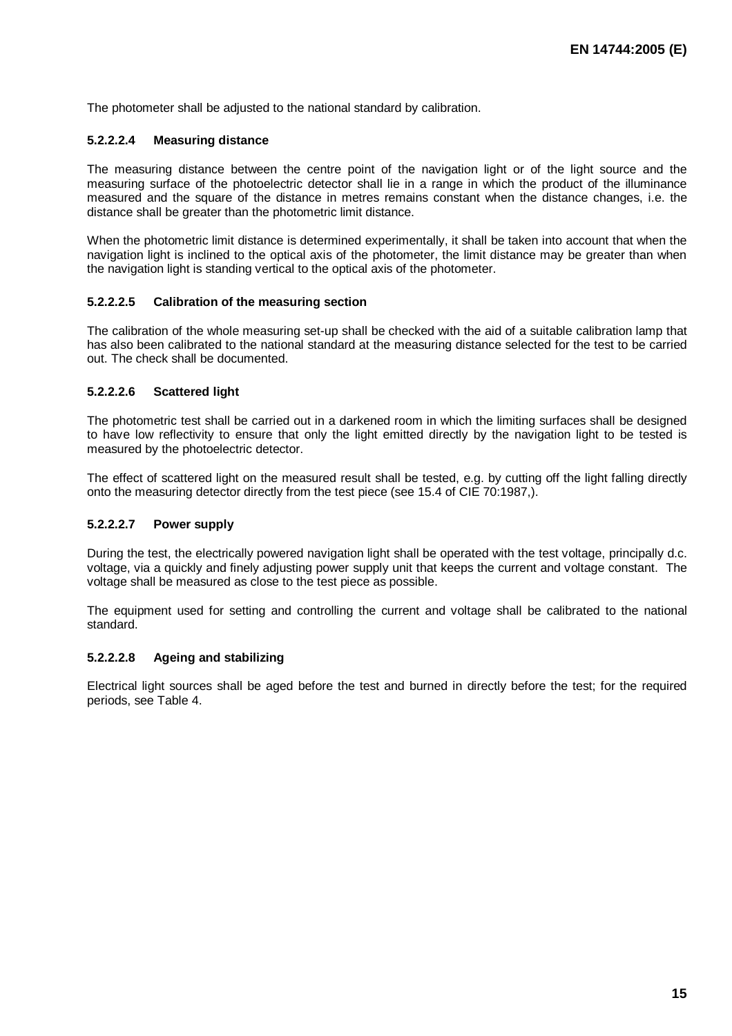The photometer shall be adjusted to the national standard by calibration.

#### 5.2.2.2.4 Measuring distance

The measuring distance between the centre point of the navigation light or of the light source and the measuring surface of the photoelectric detector shall lie in a range in which the product of the illuminance measured and the square of the distance in metres remains constant when the distance changes, i.e. the distance shall be greater than the photometric limit distance.

When the photometric limit distance is determined experimentally, it shall be taken into account that when the navigation light is inclined to the optical axis of the photometer, the limit distance may be greater than when the navigation light is standing vertical to the optical axis of the photometer.

#### 5.2.2.2.5 Calibration of the measuring section

The calibration of the whole measuring set-up shall be checked with the aid of a suitable calibration lamp that has also been calibrated to the national standard at the measuring distance selected for the test to be carried out. The check shall be documented.

#### 5.2.2.2.6 Scattered light

The photometric test shall be carried out in a darkened room in which the limiting surfaces shall be designed to have low reflectivity to ensure that only the light emitted directly by the navigation light to be tested is measured by the photoelectric detector.

The effect of scattered light on the measured result shall be tested, e.g. by cutting off the light falling directly onto the measuring detector directly from the test piece (see 15.4 of CIE 70:1987,).

#### 5.2.2.2.7 Power supply

During the test, the electrically powered navigation light shall be operated with the test voltage, principally d.c. voltage, via a quickly and finely adjusting power supply unit that keeps the current and voltage constant. The voltage shall be measured as close to the test piece as possible.

The equipment used for setting and controlling the current and voltage shall be calibrated to the national standard.

#### 5.2.2.2.8 Ageing and stabilizing

Electrical light sources shall be aged before the test and burned in directly before the test; for the required periods, see Table 4.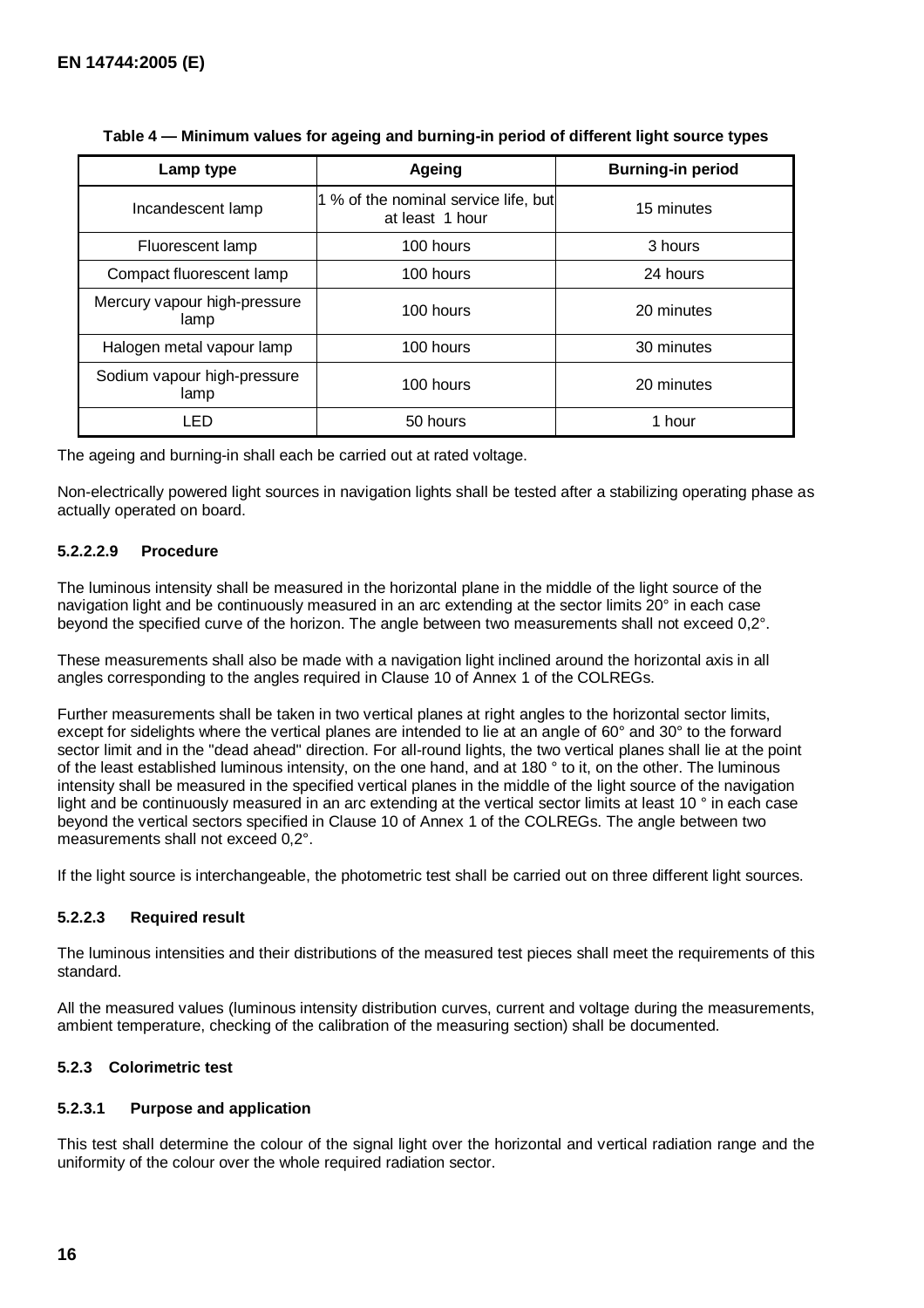**Table 4 — Minimum values for ageing and burning-in period of different light source types**

| Lamp type | Ageing | Burning-in period |
|---|---|---|
| Incandescent lamp | 1 % of the nominal service life, but at least 1 hour | 15 minutes |
| Fluorescent lamp | 100 hours | 3 hours |
| Compact fluorescent lamp | 100 hours | 24 hours |
| Mercury vapour high-pressure lamp | 100 hours | 20 minutes |
| Halogen metal vapour lamp | 100 hours | 30 minutes |
| Sodium vapour high-pressure lamp | 100 hours | 20 minutes |
| LED | 50 hours | 1 hour |

The ageing and burning-in shall each be carried out at rated voltage.

Non-electrically powered light sources in navigation lights shall be tested after a stabilizing operating phase as actually operated on board.

#### 5.2.2.2.9 Procedure

The luminous intensity shall be measured in the horizontal plane in the middle of the light source of the navigation light and be continuously measured in an arc extending at the sector limits 20° in each case beyond the specified curve of the horizon. The angle between two measurements shall not exceed 0,2°.

These measurements shall also be made with a navigation light inclined around the horizontal axis in all angles corresponding to the angles required in Clause 10 of Annex 1 of the COLREGs.

Further measurements shall be taken in two vertical planes at right angles to the horizontal sector limits, except for sidelights where the vertical planes are intended to lie at an angle of 60° and 30° to the forward sector limit and in the "dead ahead" direction. For all-round lights, the two vertical planes shall lie at the point of the least established luminous intensity, on the one hand, and at 180 ° to it, on the other. The luminous intensity shall be measured in the specified vertical planes in the middle of the light source of the navigation light and be continuously measured in an arc extending at the vertical sector limits at least 10 ° in each case beyond the vertical sectors specified in Clause 10 of Annex 1 of the COLREGs. The angle between two measurements shall not exceed 0,2°.

If the light source is interchangeable, the photometric test shall be carried out on three different light sources.

#### 5.2.2.3 Required result

The luminous intensities and their distributions of the measured test pieces shall meet the requirements of this standard.

All the measured values (luminous intensity distribution curves, current and voltage during the measurements, ambient temperature, checking of the calibration of the measuring section) shall be documented.

### 5.2.3 Colorimetric test

#### 5.2.3.1 Purpose and application

This test shall determine the colour of the signal light over the horizontal and vertical radiation range and the uniformity of the colour over the whole required radiation sector.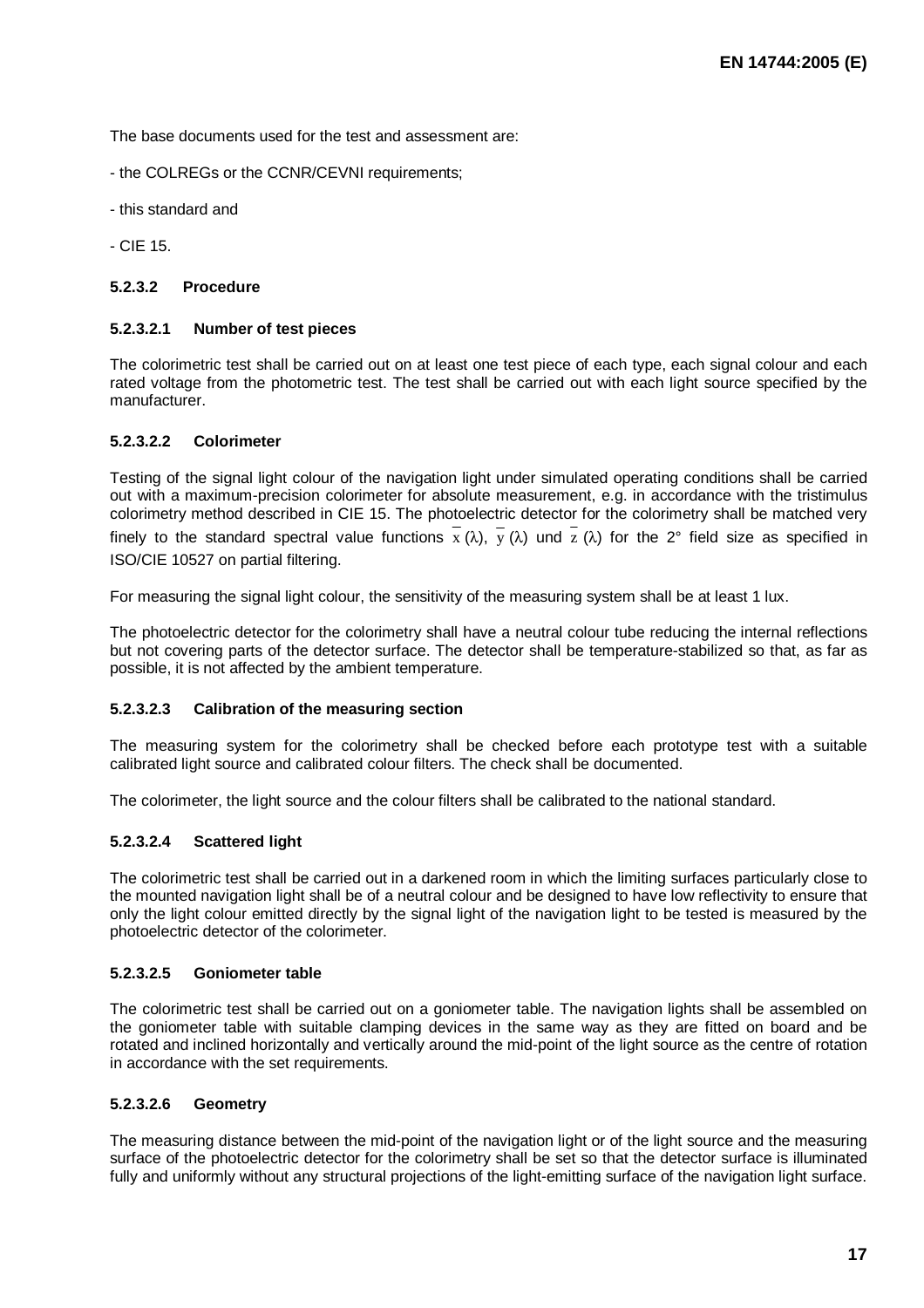The base documents used for the test and assessment are:

- the COLREGs or the CCNR/CEVNI requirements;

- this standard and

- CIE 15.

#### 5.2.3.2 Procedure

##### 5.2.3.2.1 Number of test pieces

The colorimetric test shall be carried out on at least one test piece of each type, each signal colour and each rated voltage from the photometric test. The test shall be carried out with each light source specified by the manufacturer.

##### 5.2.3.2.2 Colorimeter

Testing of the signal light colour of the navigation light under simulated operating conditions shall be carried out with a maximum-precision colorimeter for absolute measurement, e.g. in accordance with the tristimulus colorimetry method described in CIE 15. The photoelectric detector for the colorimetry shall be matched very finely to the standard spectral value functions $\bar{x}(\lambda)$, $\bar{y}(\lambda)$ und $\bar{z}(\lambda)$ for the 2° field size as specified in ISO/CIE 10527 on partial filtering.

For measuring the signal light colour, the sensitivity of the measuring system shall be at least 1 lux.

The photoelectric detector for the colorimetry shall have a neutral colour tube reducing the internal reflections but not covering parts of the detector surface. The detector shall be temperature-stabilized so that, as far as possible, it is not affected by the ambient temperature.

##### 5.2.3.2.3 Calibration of the measuring section

The measuring system for the colorimetry shall be checked before each prototype test with a suitable calibrated light source and calibrated colour filters. The check shall be documented.

The colorimeter, the light source and the colour filters shall be calibrated to the national standard.

##### 5.2.3.2.4 Scattered light

The colorimetric test shall be carried out in a darkened room in which the limiting surfaces particularly close to the mounted navigation light shall be of a neutral colour and be designed to have low reflectivity to ensure that only the light colour emitted directly by the signal light of the navigation light to be tested is measured by the photoelectric detector of the colorimeter.

##### 5.2.3.2.5 Goniometer table

The colorimetric test shall be carried out on a goniometer table. The navigation lights shall be assembled on the goniometer table with suitable clamping devices in the same way as they are fitted on board and be rotated and inclined horizontally and vertically around the mid-point of the light source as the centre of rotation in accordance with the set requirements.

##### 5.2.3.2.6 Geometry

The measuring distance between the mid-point of the navigation light or of the light source and the measuring surface of the photoelectric detector for the colorimetry shall be set so that the detector surface is illuminated fully and uniformly without any structural projections of the light-emitting surface of the navigation light surface.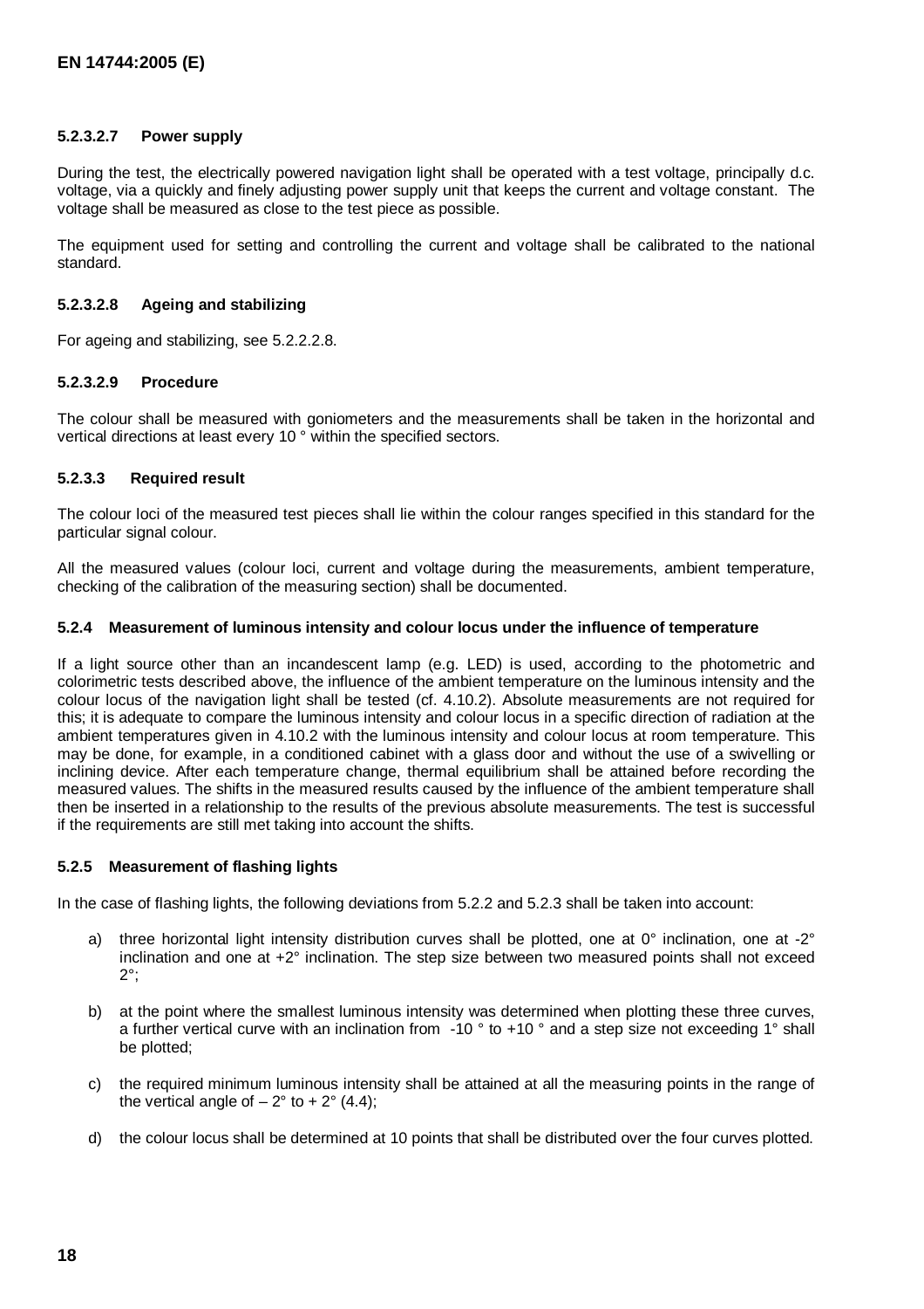#### 5.2.3.2.7 Power supply

During the test, the electrically powered navigation light shall be operated with a test voltage, principally d.c. voltage, via a quickly and finely adjusting power supply unit that keeps the current and voltage constant. The voltage shall be measured as close to the test piece as possible.

The equipment used for setting and controlling the current and voltage shall be calibrated to the national standard.

#### 5.2.3.2.8 Ageing and stabilizing

For ageing and stabilizing, see 5.2.2.2.8.

#### 5.2.3.2.9 Procedure

The colour shall be measured with goniometers and the measurements shall be taken in the horizontal and vertical directions at least every 10 ° within the specified sectors.

### 5.2.3.3 Required result

The colour loci of the measured test pieces shall lie within the colour ranges specified in this standard for the particular signal colour.

All the measured values (colour loci, current and voltage during the measurements, ambient temperature, checking of the calibration of the measuring section) shall be documented.

### 5.2.4 Measurement of luminous intensity and colour locus under the influence of temperature

If a light source other than an incandescent lamp (e.g. LED) is used, according to the photometric and colorimetric tests described above, the influence of the ambient temperature on the luminous intensity and the colour locus of the navigation light shall be tested (cf. 4.10.2). Absolute measurements are not required for this; it is adequate to compare the luminous intensity and colour locus in a specific direction of radiation at the ambient temperatures given in 4.10.2 with the luminous intensity and colour locus at room temperature. This may be done, for example, in a conditioned cabinet with a glass door and without the use of a swivelling or inclining device. After each temperature change, thermal equilibrium shall be attained before recording the measured values. The shifts in the measured results caused by the influence of the ambient temperature shall then be inserted in a relationship to the results of the previous absolute measurements. The test is successful if the requirements are still met taking into account the shifts.

### 5.2.5 Measurement of flashing lights

In the case of flashing lights, the following deviations from 5.2.2 and 5.2.3 shall be taken into account:

a) three horizontal light intensity distribution curves shall be plotted, one at 0° inclination, one at -2° inclination and one at +2° inclination. The step size between two measured points shall not exceed 2°;

b) at the point where the smallest luminous intensity was determined when plotting these three curves, a further vertical curve with an inclination from -10 ° to +10 ° and a step size not exceeding 1° shall be plotted;

c) the required minimum luminous intensity shall be attained at all the measuring points in the range of the vertical angle of – 2° to + 2° (4.4);

d) the colour locus shall be determined at 10 points that shall be distributed over the four curves plotted.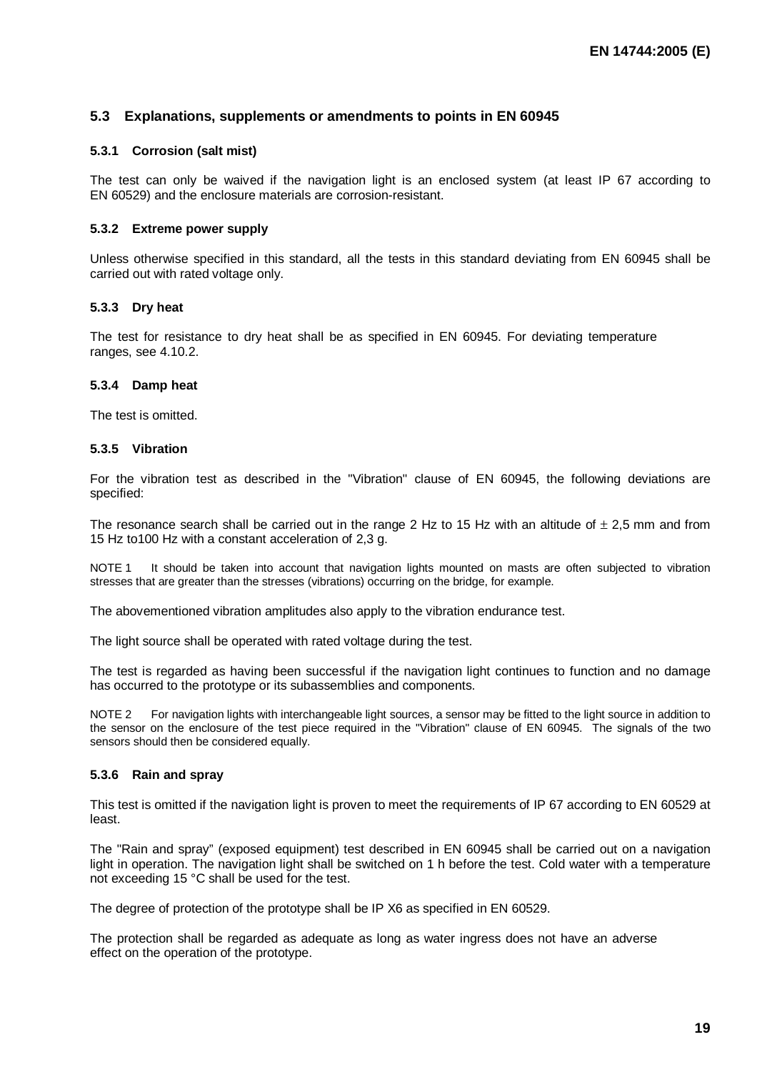### 5.3 Explanations, supplements or amendments to points in EN 60945

#### 5.3.1 Corrosion (salt mist)

The test can only be waived if the navigation light is an enclosed system (at least IP 67 according to EN 60529) and the enclosure materials are corrosion-resistant.

#### 5.3.2 Extreme power supply

Unless otherwise specified in this standard, all the tests in this standard deviating from EN 60945 shall be carried out with rated voltage only.

#### 5.3.3 Dry heat

The test for resistance to dry heat shall be as specified in EN 60945. For deviating temperature ranges, see 4.10.2.

#### 5.3.4 Damp heat

The test is omitted.

#### 5.3.5 Vibration

For the vibration test as described in the "Vibration" clause of EN 60945, the following deviations are specified:

The resonance search shall be carried out in the range 2 Hz to 15 Hz with an altitude of $\pm$ 2,5 mm and from 15 Hz to100 Hz with a constant acceleration of 2,3 g.

NOTE 1 It should be taken into account that navigation lights mounted on masts are often subjected to vibration stresses that are greater than the stresses (vibrations) occurring on the bridge, for example.

The abovementioned vibration amplitudes also apply to the vibration endurance test.

The light source shall be operated with rated voltage during the test.

The test is regarded as having been successful if the navigation light continues to function and no damage has occurred to the prototype or its subassemblies and components.

NOTE 2 For navigation lights with interchangeable light sources, a sensor may be fitted to the light source in addition to the sensor on the enclosure of the test piece required in the "Vibration" clause of EN 60945. The signals of the two sensors should then be considered equally.

#### 5.3.6 Rain and spray

This test is omitted if the navigation light is proven to meet the requirements of IP 67 according to EN 60529 at least.

The "Rain and spray" (exposed equipment) test described in EN 60945 shall be carried out on a navigation light in operation. The navigation light shall be switched on 1 h before the test. Cold water with a temperature not exceeding 15 °C shall be used for the test.

The degree of protection of the prototype shall be IP X6 as specified in EN 60529.

The protection shall be regarded as adequate as long as water ingress does not have an adverse effect on the operation of the prototype.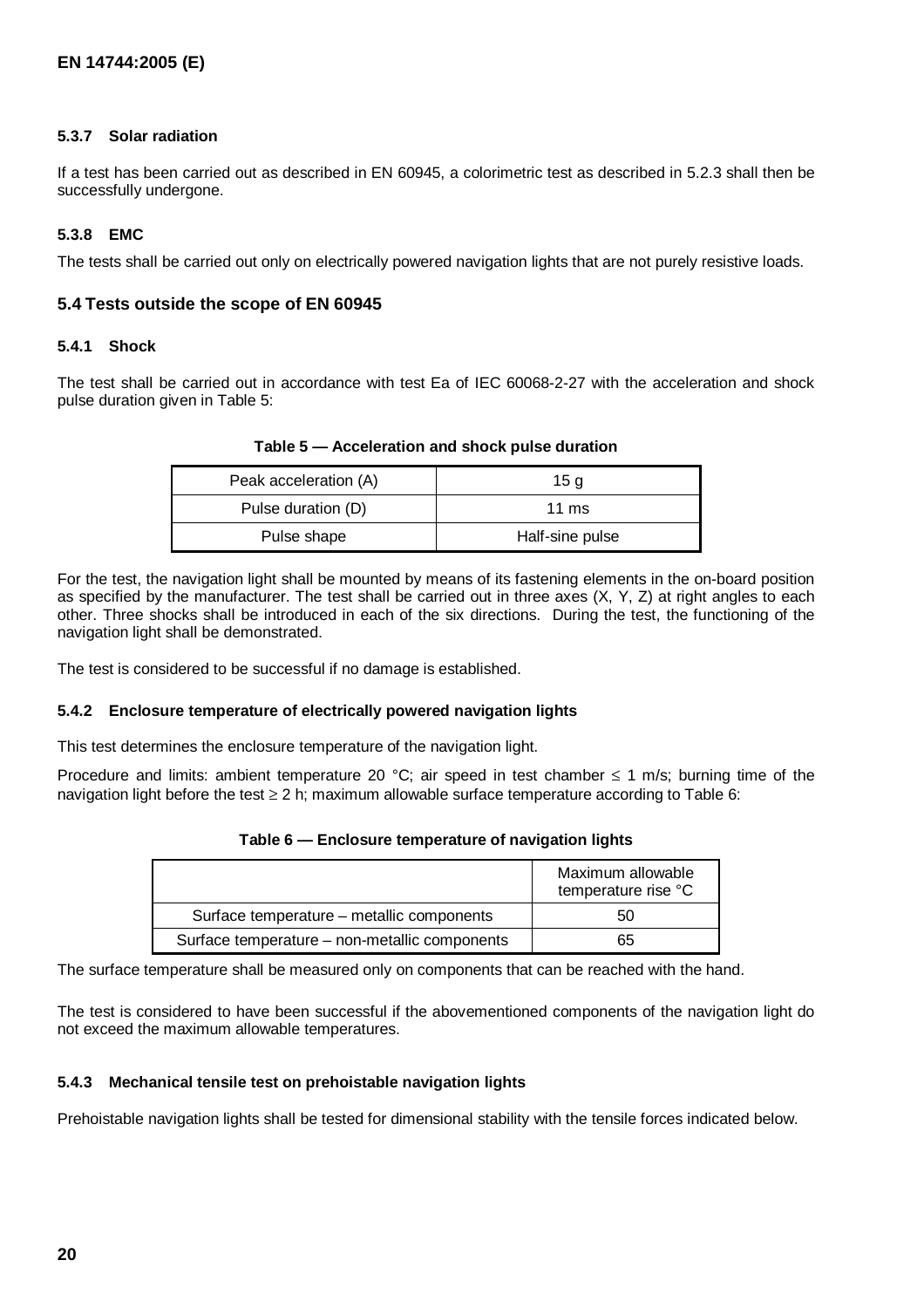#### 5.3.7 Solar radiation

If a test has been carried out as described in EN 60945, a colorimetric test as described in 5.2.3 shall then be successfully undergone.

#### 5.3.8 EMC

The tests shall be carried out only on electrically powered navigation lights that are not purely resistive loads.

### 5.4 Tests outside the scope of EN 60945

#### 5.4.1 Shock

The test shall be carried out in accordance with test Ea of IEC 60068-2-27 with the acceleration and shock pulse duration given in Table 5:

**Table 5 — Acceleration and shock pulse duration**

| | |
|---|---|
| Peak acceleration (A) | 15 g |
| Pulse duration (D) | 11 ms |
| Pulse shape | Half-sine pulse |

For the test, the navigation light shall be mounted by means of its fastening elements in the on-board position as specified by the manufacturer. The test shall be carried out in three axes (X, Y, Z) at right angles to each other. Three shocks shall be introduced in each of the six directions. During the test, the functioning of the navigation light shall be demonstrated.

The test is considered to be successful if no damage is established.

#### 5.4.2 Enclosure temperature of electrically powered navigation lights

This test determines the enclosure temperature of the navigation light.

Procedure and limits: ambient temperature 20 °C; air speed in test chamber ≤ 1 m/s; burning time of the navigation light before the test ≥ 2 h; maximum allowable surface temperature according to Table 6:

**Table 6 — Enclosure temperature of navigation lights**

| | Maximum allowable temperature rise °C |
|---|---|
| Surface temperature – metallic components | 50 |
| Surface temperature – non-metallic components | 65 |

The surface temperature shall be measured only on components that can be reached with the hand.

The test is considered to have been successful if the abovementioned components of the navigation light do not exceed the maximum allowable temperatures.

#### 5.4.3 Mechanical tensile test on prehoistable navigation lights

Prehoistable navigation lights shall be tested for dimensional stability with the tensile forces indicated below.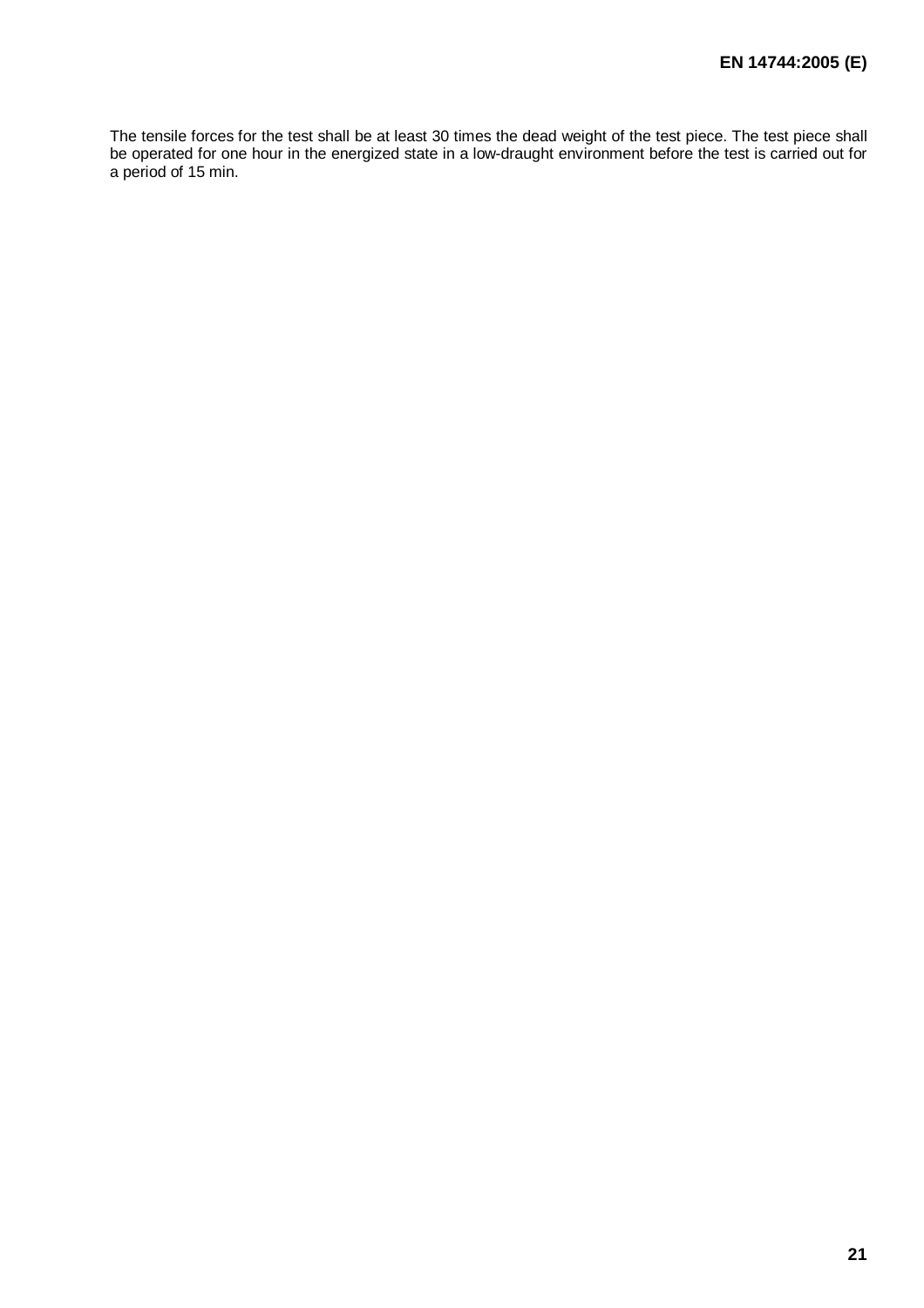The tensile forces for the test shall be at least 30 times the dead weight of the test piece. The test piece shall be operated for one hour in the energized state in a low-draught environment before the test is carried out for a period of 15 min.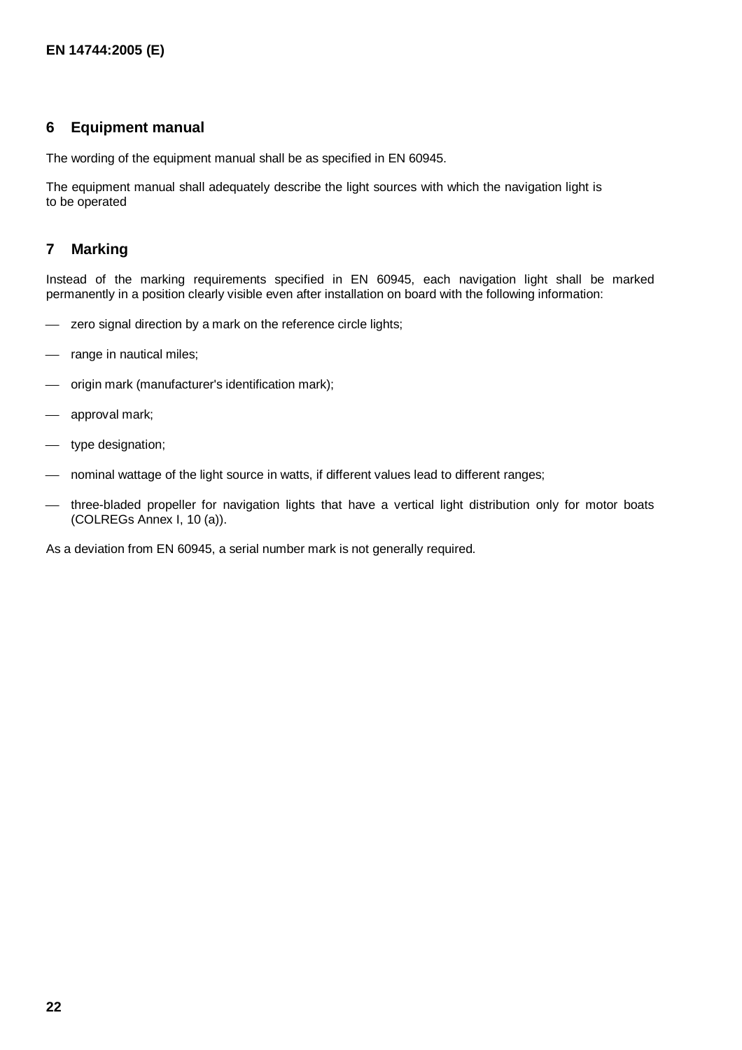## 6 Equipment manual

The wording of the equipment manual shall be as specified in EN 60945.

The equipment manual shall adequately describe the light sources with which the navigation light is to be operated

## 7 Marking

Instead of the marking requirements specified in EN 60945, each navigation light shall be marked permanently in a position clearly visible even after installation on board with the following information:

- zero signal direction by a mark on the reference circle lights;
- range in nautical miles;
- origin mark (manufacturer's identification mark);
- approval mark;
- type designation;
- nominal wattage of the light source in watts, if different values lead to different ranges;
- three-bladed propeller for navigation lights that have a vertical light distribution only for motor boats (COLREGs Annex I, 10 (a)).

As a deviation from EN 60945, a serial number mark is not generally required.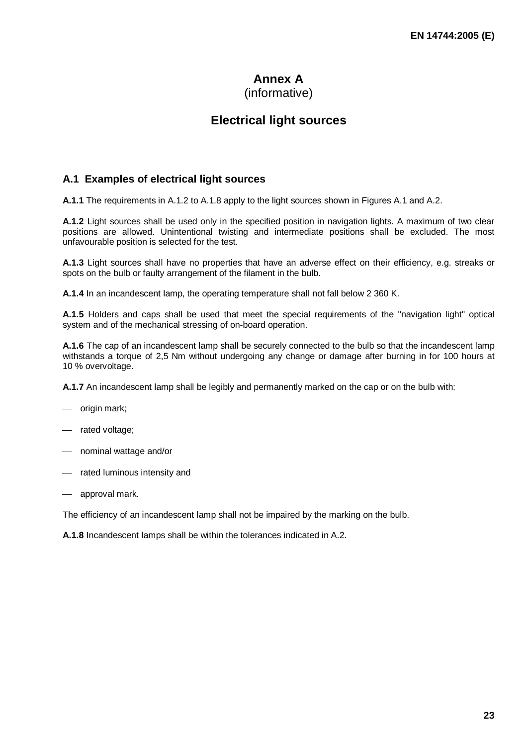# Annex A
(informative)

# Electrical light sources

## A.1 Examples of electrical light sources

**A.1.1** The requirements in A.1.2 to A.1.8 apply to the light sources shown in Figures A.1 and A.2.

**A.1.2** Light sources shall be used only in the specified position in navigation lights. A maximum of two clear positions are allowed. Unintentional twisting and intermediate positions shall be excluded. The most unfavourable position is selected for the test.

**A.1.3** Light sources shall have no properties that have an adverse effect on their efficiency, e.g. streaks or spots on the bulb or faulty arrangement of the filament in the bulb.

**A.1.4** In an incandescent lamp, the operating temperature shall not fall below 2 360 K.

**A.1.5** Holders and caps shall be used that meet the special requirements of the "navigation light" optical system and of the mechanical stressing of on-board operation.

**A.1.6** The cap of an incandescent lamp shall be securely connected to the bulb so that the incandescent lamp withstands a torque of 2,5 Nm without undergoing any change or damage after burning in for 100 hours at 10 % overvoltage.

**A.1.7** An incandescent lamp shall be legibly and permanently marked on the cap or on the bulb with:

- origin mark;
- rated voltage;
- nominal wattage and/or
- rated luminous intensity and
- approval mark.

The efficiency of an incandescent lamp shall not be impaired by the marking on the bulb.

**A.1.8** Incandescent lamps shall be within the tolerances indicated in A.2.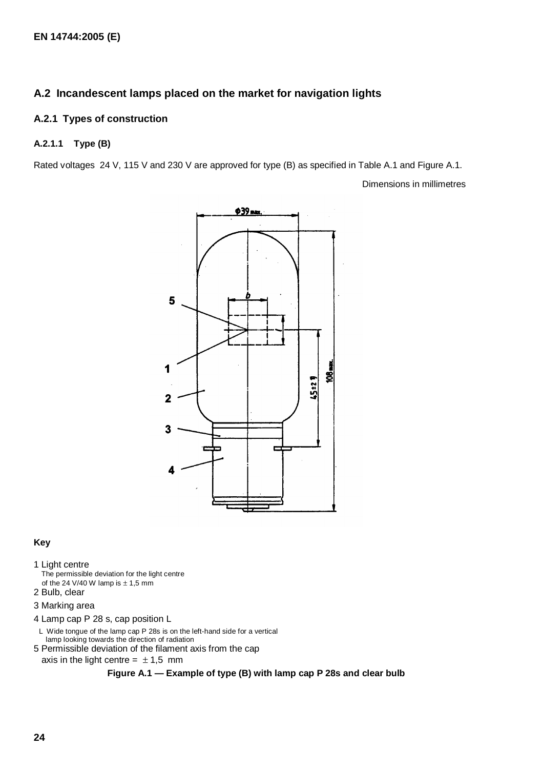## A.2 Incandescent lamps placed on the market for navigation lights

### A.2.1 Types of construction

#### A.2.1.1 Type (B)

Rated voltages 24 V, 115 V and 230 V are approved for type (B) as specified in Table A.1 and Figure A.1.

Dimensions in millimetres

**Key**

1 Light centre
The permissible deviation for the light centre of the 24 V/40 W lamp is ± 1,5 mm

2 Bulb, clear

3 Marking area

4 Lamp cap P 28 s, cap position L
L Wide tongue of the lamp cap P 28s is on the left-hand side for a vertical lamp looking towards the direction of radiation

5 Permissible deviation of the filament axis from the cap axis in the light centre = ± 1,5 mm

**Figure A.1 — Example of type (B) with lamp cap P 28s and clear bulb**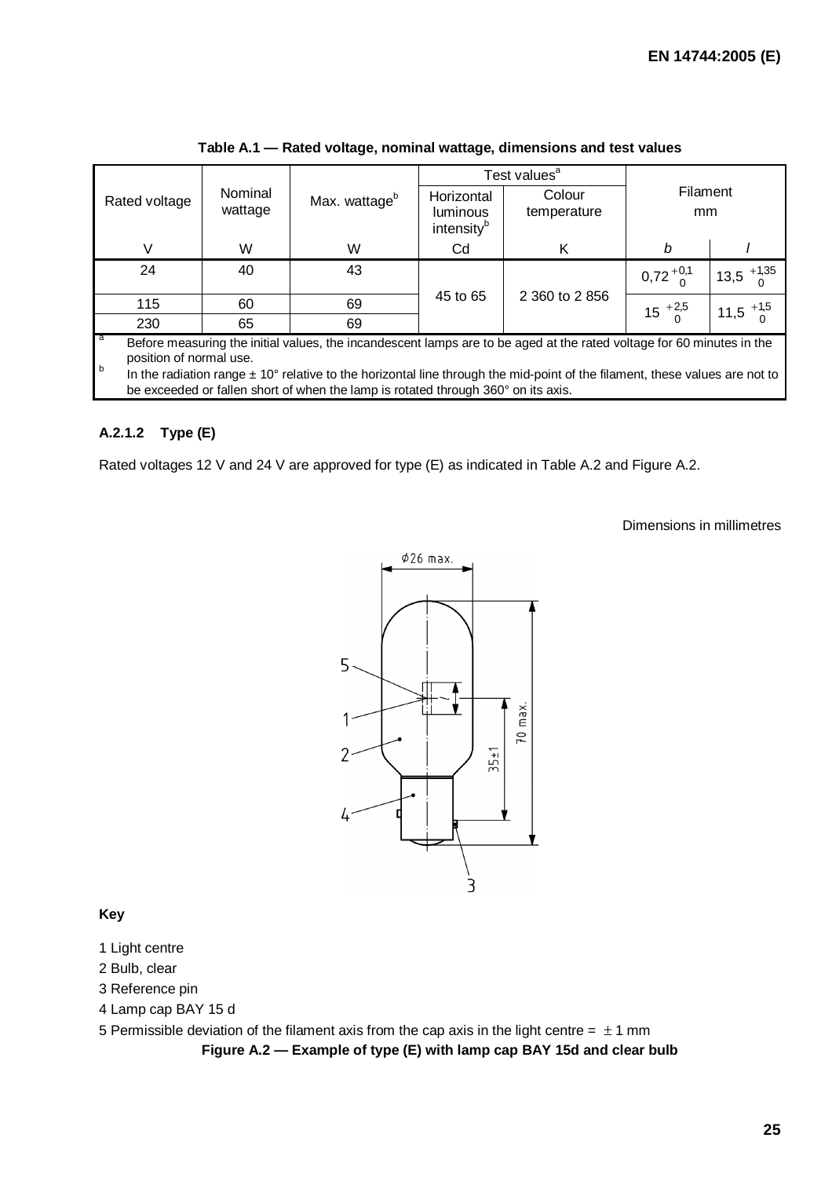**Table A.1 — Rated voltage, nominal wattage, dimensions and test values**

| Rated voltage | Nominal wattage | Max. wattage[b] | Test values[a] | | Filament mm | |
|---|---|---|---|---|---|---|
| | | | Horizontal luminous intensity[b] | Colour temperature | | |
| V | W | W | Cd | K | *b* | *l* |
| 24 | 40 | 43 | 45 to 65 | 2 360 to 2 856 | $0{,}72\,^{+0{,}1}_{\;\;0}$ | $13{,}5\,^{+1{,}35}_{\;\;0}$ |
| 115 | 60 | 69 | | | $15\,^{+2{,}5}_{\;\;0}$ | $11{,}5\,^{+1{,}5}_{\;\;0}$ |
| 230 | 65 | 69 | | | | |

[a] Before measuring the initial values, the incandescent lamps are to be aged at the rated voltage for 60 minutes in the position of normal use.

[b] In the radiation range ± 10° relative to the horizontal line through the mid-point of the filament, these values are not to be exceeded or fallen short of when the lamp is rotated through 360° on its axis.

#### A.2.1.2 Type (E)

Rated voltages 12 V and 24 V are approved for type (E) as indicated in Table A.2 and Figure A.2.

Dimensions in millimetres

**Key**

1 Light centre

2 Bulb, clear

3 Reference pin

4 Lamp cap BAY 15 d

5 Permissible deviation of the filament axis from the cap axis in the light centre = ± 1 mm

**Figure A.2 — Example of type (E) with lamp cap BAY 15d and clear bulb**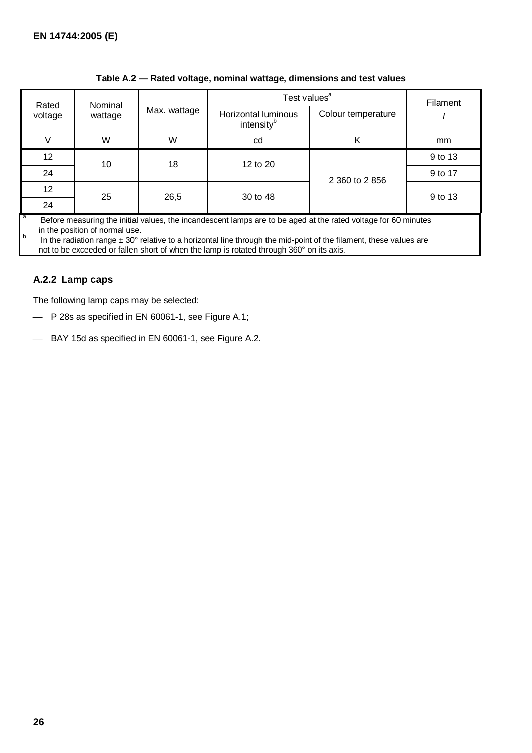**Table A.2 — Rated voltage, nominal wattage, dimensions and test values**

| Rated voltage | Nominal wattage | Max. wattage | Test values[a] | | Filament $l$ |
|---|---|---|---|---|---|
| | | | Horizontal luminous intensity[b] | Colour temperature | |
| V | W | W | cd | K | mm |
| 12 | 10 | 18 | 12 to 20 | 2 360 to 2 856 | 9 to 13 |
| 24 | | | | | 9 to 17 |
| 12 | 25 | 26,5 | 30 to 48 | | 9 to 13 |
| 24 | | | | | |

[a] Before measuring the initial values, the incandescent lamps are to be aged at the rated voltage for 60 minutes in the position of normal use.

[b] In the radiation range ± 30° relative to a horizontal line through the mid-point of the filament, these values are not to be exceeded or fallen short of when the lamp is rotated through 360° on its axis.

### A.2.2 Lamp caps

The following lamp caps may be selected:

- P 28s as specified in EN 60061-1, see Figure A.1;
- BAY 15d as specified in EN 60061-1, see Figure A.2.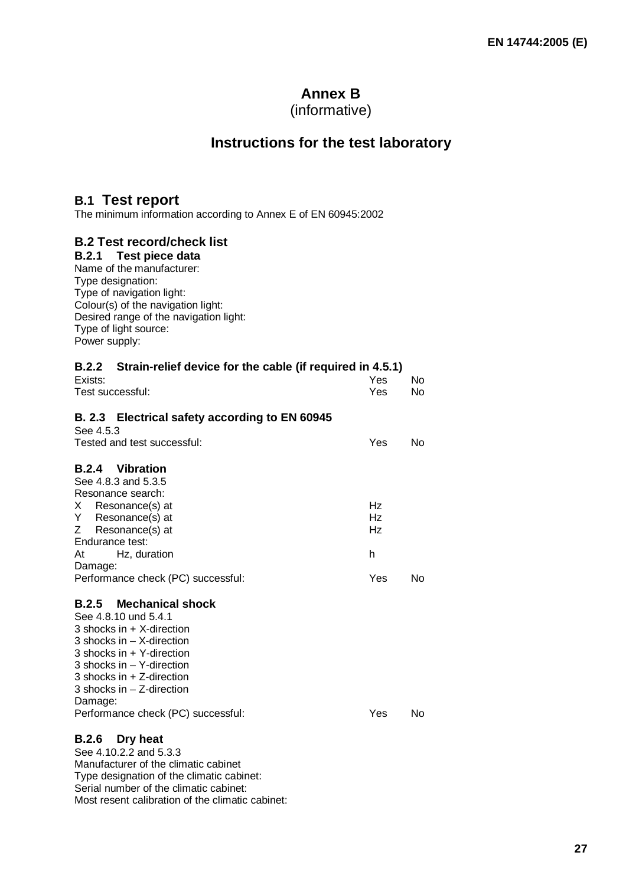# Annex B
(informative)

# Instructions for the test laboratory

## B.1 Test report

The minimum information according to Annex E of EN 60945:2002

## B.2 Test record/check list

### B.2.1 Test piece data

Name of the manufacturer:
Type designation:
Type of navigation light:
Colour(s) of the navigation light:
Desired range of the navigation light:
Type of light source:
Power supply:

### B.2.2 Strain-relief device for the cable (if required in 4.5.1)

| | | |
|---|---|---|
| Exists: | Yes | No |
| Test successful: | Yes | No |

### B. 2.3 Electrical safety according to EN 60945

See 4.5.3

| | | |
|---|---|---|
| Tested and test successful: | Yes | No |

### B.2.4 Vibration

See 4.8.3 and 5.3.5

| | | |
|---|---|---|
| Resonance search: | | |
| X Resonance(s) at | Hz | |
| Y Resonance(s) at | Hz | |
| Z Resonance(s) at | Hz | |
| Endurance test: | | |
| At Hz, duration | h | |
| Damage: | | |
| Performance check (PC) successful: | Yes | No |

### B.2.5 Mechanical shock

See 4.8.10 und 5.4.1

3 shocks in + X-direction
3 shocks in – X-direction
3 shocks in + Y-direction
3 shocks in – Y-direction
3 shocks in + Z-direction
3 shocks in – Z-direction
Damage:

| | | |
|---|---|---|
| Performance check (PC) successful: | Yes | No |

### B.2.6 Dry heat

See 4.10.2.2 and 5.3.3
Manufacturer of the climatic cabinet
Type designation of the climatic cabinet:
Serial number of the climatic cabinet:
Most resent calibration of the climatic cabinet: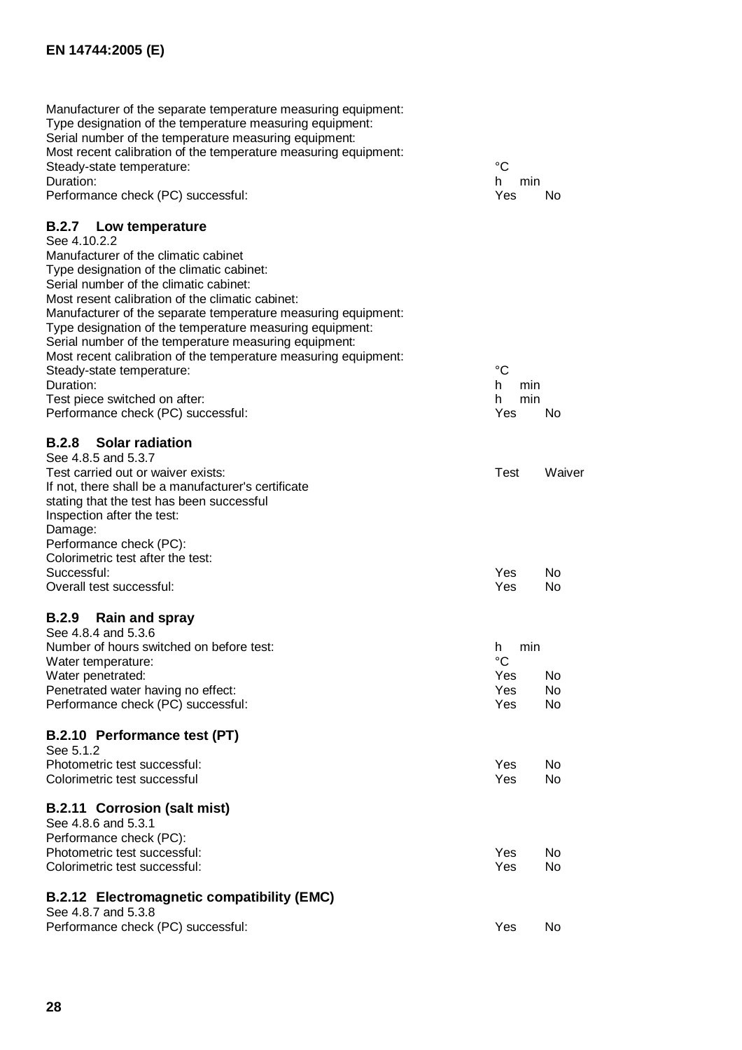| | | |
|---|---|---|
| Manufacturer of the separate temperature measuring equipment: | | |
| Type designation of the temperature measuring equipment: | | |
| Serial number of the temperature measuring equipment: | | |
| Most recent calibration of the temperature measuring equipment: | | |
| Steady-state temperature: | °C | |
| Duration: | h min | |
| Performance check (PC) successful: | Yes | No |

### B.2.7 Low temperature

See 4.10.2.2

| | | |
|---|---|---|
| Manufacturer of the climatic cabinet | | |
| Type designation of the climatic cabinet: | | |
| Serial number of the climatic cabinet: | | |
| Most resent calibration of the climatic cabinet: | | |
| Manufacturer of the separate temperature measuring equipment: | | |
| Type designation of the temperature measuring equipment: | | |
| Serial number of the temperature measuring equipment: | | |
| Most recent calibration of the temperature measuring equipment: | | |
| Steady-state temperature: | °C | |
| Duration: | h min | |
| Test piece switched on after: | h min | |
| Performance check (PC) successful: | Yes | No |

### B.2.8 Solar radiation

See 4.8.5 and 5.3.7

| | | |
|---|---|---|
| Test carried out or waiver exists: | Test | Waiver |
| If not, there shall be a manufacturer's certificate stating that the test has been successful | | |
| Inspection after the test: | | |
| Damage: | | |
| Performance check (PC): | | |
| Colorimetric test after the test: | | |
| Successful: | Yes | No |
| Overall test successful: | Yes | No |

### B.2.9 Rain and spray

See 4.8.4 and 5.3.6

| | | |
|---|---|---|
| Number of hours switched on before test: | h min | |
| Water temperature: | °C | |
| Water penetrated: | Yes | No |
| Penetrated water having no effect: | Yes | No |
| Performance check (PC) successful: | Yes | No |

### B.2.10 Performance test (PT)

See 5.1.2

| | | |
|---|---|---|
| Photometric test successful: | Yes | No |
| Colorimetric test successful | Yes | No |

### B.2.11 Corrosion (salt mist)

See 4.8.6 and 5.3.1

| | | |
|---|---|---|
| Performance check (PC): | | |
| Photometric test successful: | Yes | No |
| Colorimetric test successful: | Yes | No |

### B.2.12 Electromagnetic compatibility (EMC)

See 4.8.7 and 5.3.8

| | | |
|---|---|---|
| Performance check (PC) successful: | Yes | No |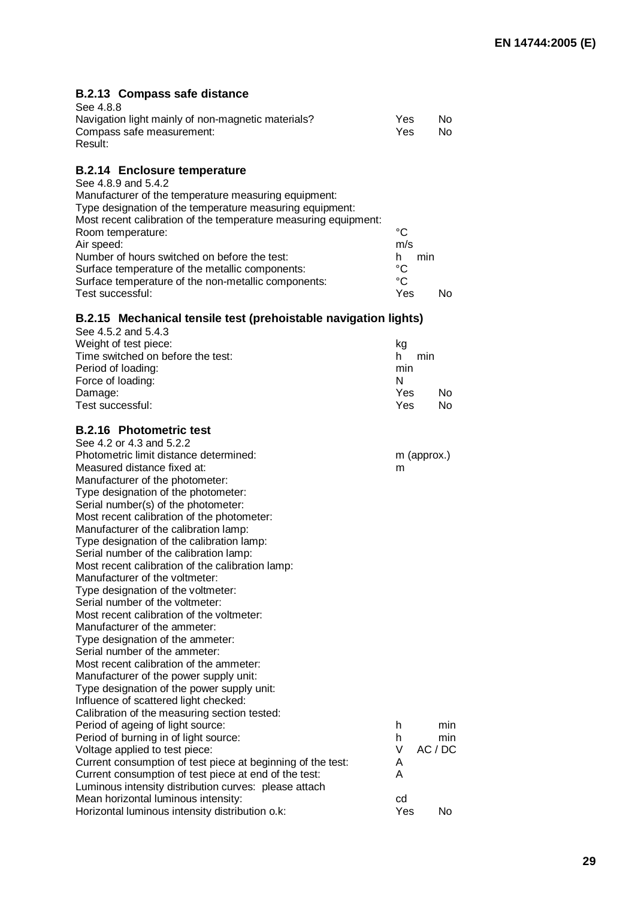### B.2.13 Compass safe distance

See 4.8.8

| | |
|---|---|
| Navigation light mainly of non-magnetic materials? | Yes No |
| Compass safe measurement: | Yes No |
| Result: | |

### B.2.14 Enclosure temperature

See 4.8.9 and 5.4.2

| | |
|---|---|
| Manufacturer of the temperature measuring equipment: | |
| Type designation of the temperature measuring equipment: | |
| Most recent calibration of the temperature measuring equipment: | |
| Room temperature: | °C |
| Air speed: | m/s |
| Number of hours switched on before the test: | h min |
| Surface temperature of the metallic components: | °C |
| Surface temperature of the non-metallic components: | °C |
| Test successful: | Yes No |

### B.2.15 Mechanical tensile test (prehoistable navigation lights)

See 4.5.2 and 5.4.3

| | |
|---|---|
| Weight of test piece: | kg |
| Time switched on before the test: | h min |
| Period of loading: | min |
| Force of loading: | N |
| Damage: | Yes No |
| Test successful: | Yes No |

### B.2.16 Photometric test

See 4.2 or 4.3 and 5.2.2

| | |
|---|---|
| Photometric limit distance determined: | m (approx.) |
| Measured distance fixed at: | m |
| Manufacturer of the photometer: | |
| Type designation of the photometer: | |
| Serial number(s) of the photometer: | |
| Most recent calibration of the photometer: | |
| Manufacturer of the calibration lamp: | |
| Type designation of the calibration lamp: | |
| Serial number of the calibration lamp: | |
| Most recent calibration of the calibration lamp: | |
| Manufacturer of the voltmeter: | |
| Type designation of the voltmeter: | |
| Serial number of the voltmeter: | |
| Most recent calibration of the voltmeter: | |
| Manufacturer of the ammeter: | |
| Type designation of the ammeter: | |
| Serial number of the ammeter: | |
| Most recent calibration of the ammeter: | |
| Manufacturer of the power supply unit: | |
| Type designation of the power supply unit: | |
| Influence of scattered light checked: | |
| Calibration of the measuring section tested: | |
| Period of ageing of light source: | h min |
| Period of burning in of light source: | h min |
| Voltage applied to test piece: | V AC / DC |
| Current consumption of test piece at beginning of the test: | A |
| Current consumption of test piece at end of the test: | A |
| Luminous intensity distribution curves: please attach | |
| Mean horizontal luminous intensity: | cd |
| Horizontal luminous intensity distribution o.k: | Yes No |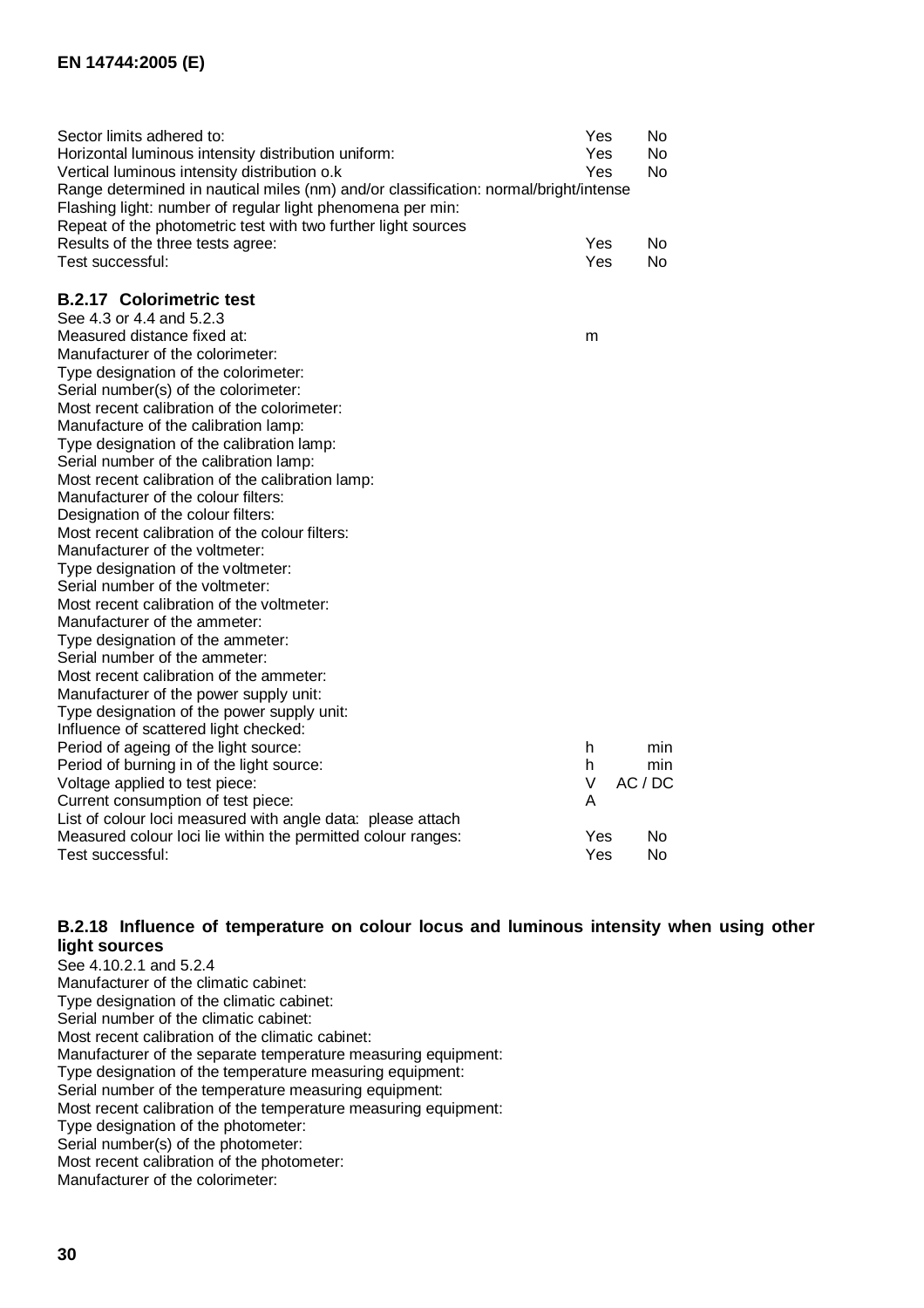| | | |
|---|---|---|
| Sector limits adhered to: | Yes | No |
| Horizontal luminous intensity distribution uniform: | Yes | No |
| Vertical luminous intensity distribution o.k | Yes | No |
| Range determined in nautical miles (nm) and/or classification: normal/bright/intense | | |
| Flashing light: number of regular light phenomena per min: | | |
| Repeat of the photometric test with two further light sources | | |
| Results of the three tests agree: | Yes | No |
| Test successful: | Yes | No |

### B.2.17 Colorimetric test

See 4.3 or 4.4 and 5.2.3

| | | |
|---|---|---|
| Measured distance fixed at: | m | |
| Manufacturer of the colorimeter: | | |
| Type designation of the colorimeter: | | |
| Serial number(s) of the colorimeter: | | |
| Most recent calibration of the colorimeter: | | |
| Manufacture of the calibration lamp: | | |
| Type designation of the calibration lamp: | | |
| Serial number of the calibration lamp: | | |
| Most recent calibration of the calibration lamp: | | |
| Manufacturer of the colour filters: | | |
| Designation of the colour filters: | | |
| Most recent calibration of the colour filters: | | |
| Manufacturer of the voltmeter: | | |
| Type designation of the voltmeter: | | |
| Serial number of the voltmeter: | | |
| Most recent calibration of the voltmeter: | | |
| Manufacturer of the ammeter: | | |
| Type designation of the ammeter: | | |
| Serial number of the ammeter: | | |
| Most recent calibration of the ammeter: | | |
| Manufacturer of the power supply unit: | | |
| Type designation of the power supply unit: | | |
| Influence of scattered light checked: | | |
| Period of ageing of the light source: | h | min |
| Period of burning in of the light source: | h | min |
| Voltage applied to test piece: | V | AC / DC |
| Current consumption of test piece: | A | |
| List of colour loci measured with angle data: please attach | | |
| Measured colour loci lie within the permitted colour ranges: | Yes | No |
| Test successful: | Yes | No |

### B.2.18 Influence of temperature on colour locus and luminous intensity when using other light sources

See 4.10.2.1 and 5.2.4

Manufacturer of the climatic cabinet:
Type designation of the climatic cabinet:
Serial number of the climatic cabinet:
Most recent calibration of the climatic cabinet:
Manufacturer of the separate temperature measuring equipment:
Type designation of the temperature measuring equipment:
Serial number of the temperature measuring equipment:
Most recent calibration of the temperature measuring equipment:
Type designation of the photometer:
Serial number(s) of the photometer:
Most recent calibration of the photometer:
Manufacturer of the colorimeter: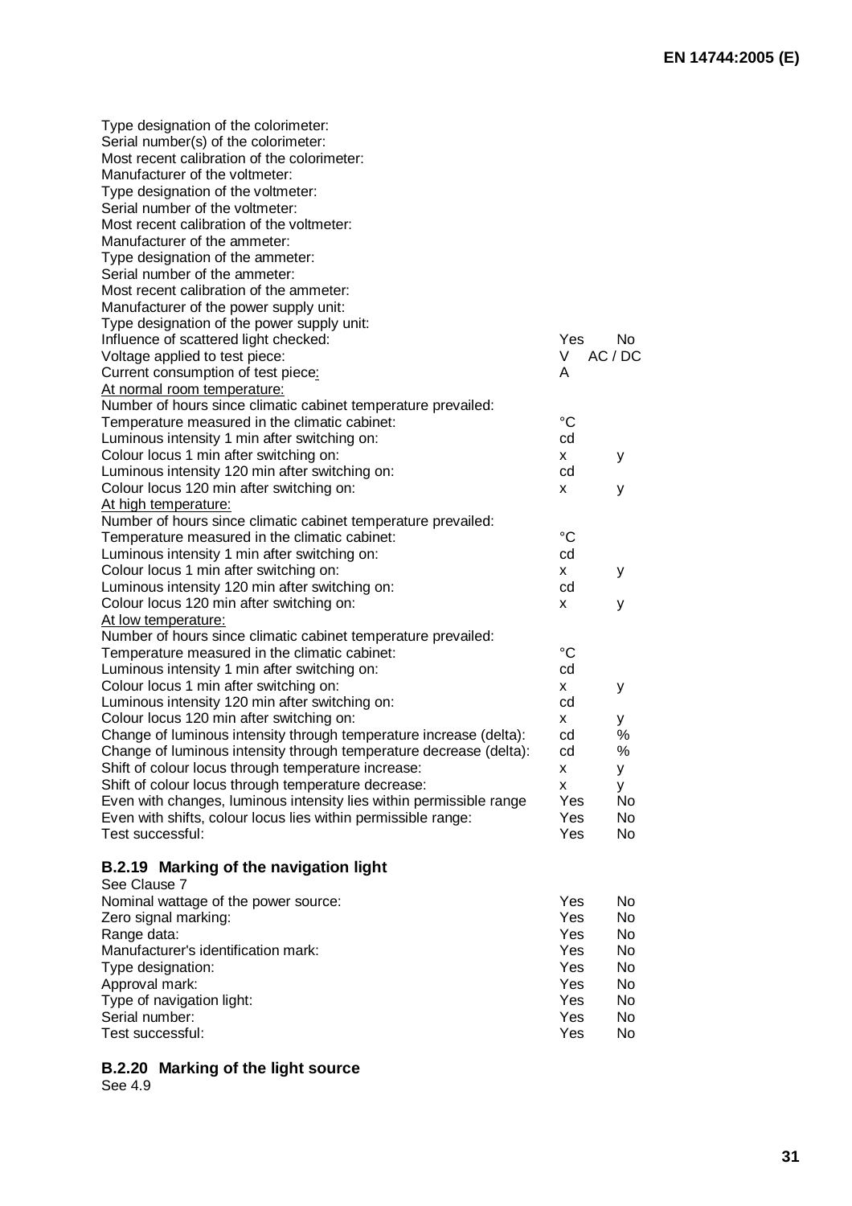| | | |
|---|---|---|
| Type designation of the colorimeter: | | |
| Serial number(s) of the colorimeter: | | |
| Most recent calibration of the colorimeter: | | |
| Manufacturer of the voltmeter: | | |
| Type designation of the voltmeter: | | |
| Serial number of the voltmeter: | | |
| Most recent calibration of the voltmeter: | | |
| Manufacturer of the ammeter: | | |
| Type designation of the ammeter: | | |
| Serial number of the ammeter: | | |
| Most recent calibration of the ammeter: | | |
| Manufacturer of the power supply unit: | | |
| Type designation of the power supply unit: | | |
| Influence of scattered light checked: | Yes | No |
| Voltage applied to test piece: | V | AC / DC |
| Current consumption of test piece: | A | |
| At normal room temperature: | | |
| Number of hours since climatic cabinet temperature prevailed: | | |
| Temperature measured in the climatic cabinet: | °C | |
| Luminous intensity 1 min after switching on: | cd | |
| Colour locus 1 min after switching on: | x | y |
| Luminous intensity 120 min after switching on: | cd | |
| Colour locus 120 min after switching on: | x | y |
| At high temperature: | | |
| Number of hours since climatic cabinet temperature prevailed: | | |
| Temperature measured in the climatic cabinet: | °C | |
| Luminous intensity 1 min after switching on: | cd | |
| Colour locus 1 min after switching on: | x | y |
| Luminous intensity 120 min after switching on: | cd | |
| Colour locus 120 min after switching on: | x | y |
| At low temperature: | | |
| Number of hours since climatic cabinet temperature prevailed: | | |
| Temperature measured in the climatic cabinet: | °C | |
| Luminous intensity 1 min after switching on: | cd | |
| Colour locus 1 min after switching on: | x | y |
| Luminous intensity 120 min after switching on: | cd | |
| Colour locus 120 min after switching on: | x | y |
| Change of luminous intensity through temperature increase (delta): | cd | % |
| Change of luminous intensity through temperature decrease (delta): | cd | % |
| Shift of colour locus through temperature increase: | x | y |
| Shift of colour locus through temperature decrease: | x | y |
| Even with changes, luminous intensity lies within permissible range | Yes | No |
| Even with shifts, colour locus lies within permissible range: | Yes | No |
| Test successful: | Yes | No |

### B.2.19 Marking of the navigation light

See Clause 7

| | | |
|---|---|---|
| Nominal wattage of the power source: | Yes | No |
| Zero signal marking: | Yes | No |
| Range data: | Yes | No |
| Manufacturer's identification mark: | Yes | No |
| Type designation: | Yes | No |
| Approval mark: | Yes | No |
| Type of navigation light: | Yes | No |
| Serial number: | Yes | No |
| Test successful: | Yes | No |

### B.2.20 Marking of the light source

See 4.9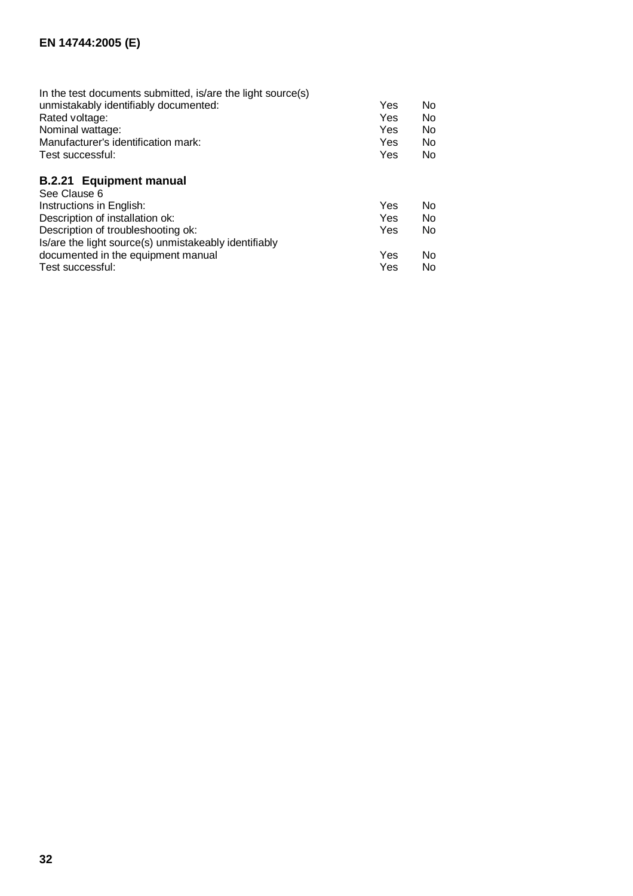In the test documents submitted, is/are the light source(s)

| | | |
|---|---|---|
| unmistakably identifiably documented: | Yes | No |
| Rated voltage: | Yes | No |
| Nominal wattage: | Yes | No |
| Manufacturer's identification mark: | Yes | No |
| Test successful: | Yes | No |

### B.2.21 Equipment manual

See Clause 6

| | | |
|---|---|---|
| Instructions in English: | Yes | No |
| Description of installation ok: | Yes | No |
| Description of troubleshooting ok: | Yes | No |
| Is/are the light source(s) unmistakeably identifiably documented in the equipment manual | Yes | No |
| Test successful: | Yes | No |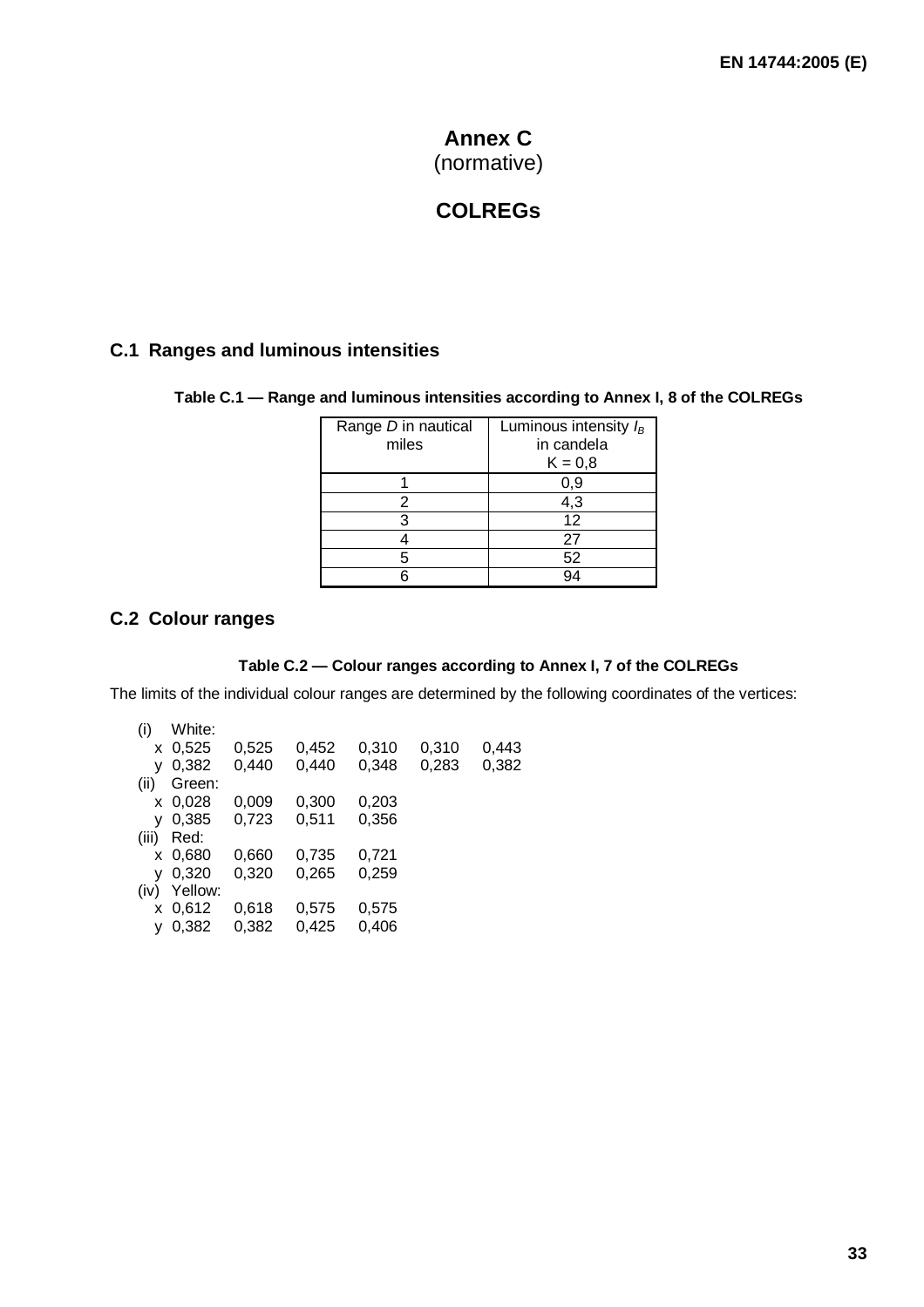# Annex C

(normative)

# COLREGs

## C.1 Ranges and luminous intensities

**Table C.1 — Range and luminous intensities according to Annex I, 8 of the COLREGs**

| Range *D* in nautical miles | Luminous intensity $I_B$ in candela K = 0,8 |
|---|---|
| 1 | 0,9 |
| 2 | 4,3 |
| 3 | 12 |
| 4 | 27 |
| 5 | 52 |
| 6 | 94 |

## C.2 Colour ranges

**Table C.2 — Colour ranges according to Annex I, 7 of the COLREGs**

The limits of the individual colour ranges are determined by the following coordinates of the vertices:

(i) White:

| | | | | | | |
|---|---|---|---|---|---|---|
| x | 0,525 | 0,525 | 0,452 | 0,310 | 0,310 | 0,443 |
| y | 0,382 | 0,440 | 0,440 | 0,348 | 0,283 | 0,382 |

(ii) Green:

| | | | | |
|---|---|---|---|---|
| x | 0,028 | 0,009 | 0,300 | 0,203 |
| y | 0,385 | 0,723 | 0,511 | 0,356 |

(iii) Red:

| | | | | |
|---|---|---|---|---|
| x | 0,680 | 0,660 | 0,735 | 0,721 |
| y | 0,320 | 0,320 | 0,265 | 0,259 |

(iv) Yellow:

| | | | | |
|---|---|---|---|---|
| x | 0,612 | 0,618 | 0,575 | 0,575 |
| y | 0,382 | 0,382 | 0,425 | 0,406 |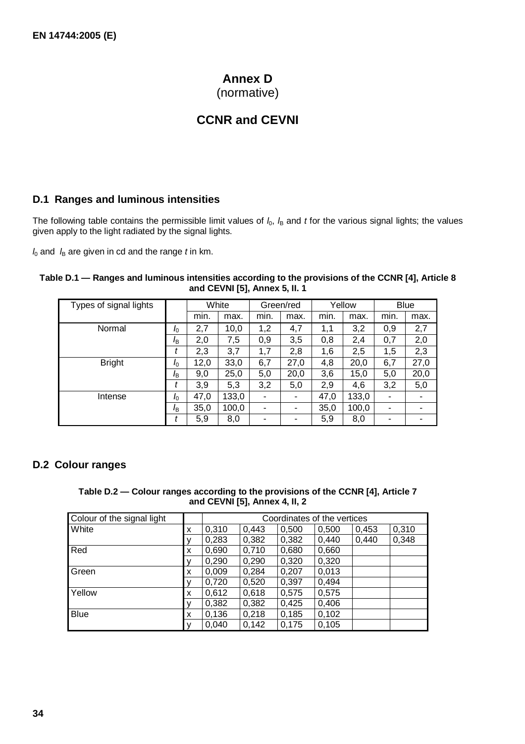# Annex D
(normative)

# CCNR and CEVNI

## D.1 Ranges and luminous intensities

The following table contains the permissible limit values of $I_0$, $I_B$ and $t$ for the various signal lights; the values given apply to the light radiated by the signal lights.

$I_0$ and $I_B$ are given in cd and the range $t$ in km.

**Table D.1 — Ranges and luminous intensities according to the provisions of the CCNR [4], Article 8 and CEVNI [5], Annex 5, II. 1**

| Types of signal lights | | White | | Green/red | | Yellow | | Blue | |
|---|---|---|---|---|---|---|---|---|---|
| | | min. | max. | min. | max. | min. | max. | min. | max. |
| Normal | $I_0$ | 2,7 | 10,0 | 1,2 | 4,7 | 1,1 | 3,2 | 0,9 | 2,7 |
| | $I_B$ | 2,0 | 7,5 | 0,9 | 3,5 | 0,8 | 2,4 | 0,7 | 2,0 |
| | $t$ | 2,3 | 3,7 | 1,7 | 2,8 | 1,6 | 2,5 | 1,5 | 2,3 |
| Bright | $I_0$ | 12,0 | 33,0 | 6,7 | 27,0 | 4,8 | 20,0 | 6,7 | 27,0 |
| | $I_B$ | 9,0 | 25,0 | 5,0 | 20,0 | 3,6 | 15,0 | 5,0 | 20,0 |
| | $t$ | 3,9 | 5,3 | 3,2 | 5,0 | 2,9 | 4,6 | 3,2 | 5,0 |
| Intense | $I_0$ | 47,0 | 133,0 | - | - | 47,0 | 133,0 | - | - |
| | $I_B$ | 35,0 | 100,0 | - | - | 35,0 | 100,0 | - | - |
| | $t$ | 5,9 | 8,0 | - | - | 5,9 | 8,0 | - | - |

## D.2 Colour ranges

**Table D.2 — Colour ranges according to the provisions of the CCNR [4], Article 7 and CEVNI [5], Annex 4, II, 2**

| Colour of the signal light | | Coordinates of the vertices | | | | | |
|---|---|---|---|---|---|---|---|
| White | x | 0,310 | 0,443 | 0,500 | 0,500 | 0,453 | 0,310 |
| | y | 0,283 | 0,382 | 0,382 | 0,440 | 0,440 | 0,348 |
| Red | x | 0,690 | 0,710 | 0,680 | 0,660 | | |
| | y | 0,290 | 0,290 | 0,320 | 0,320 | | |
| Green | x | 0,009 | 0,284 | 0,207 | 0,013 | | |
| | y | 0,720 | 0,520 | 0,397 | 0,494 | | |
| Yellow | x | 0,612 | 0,618 | 0,575 | 0,575 | | |
| | y | 0,382 | 0,382 | 0,425 | 0,406 | | |
| Blue | x | 0,136 | 0,218 | 0,185 | 0,102 | | |
| | y | 0,040 | 0,142 | 0,175 | 0,105 | | |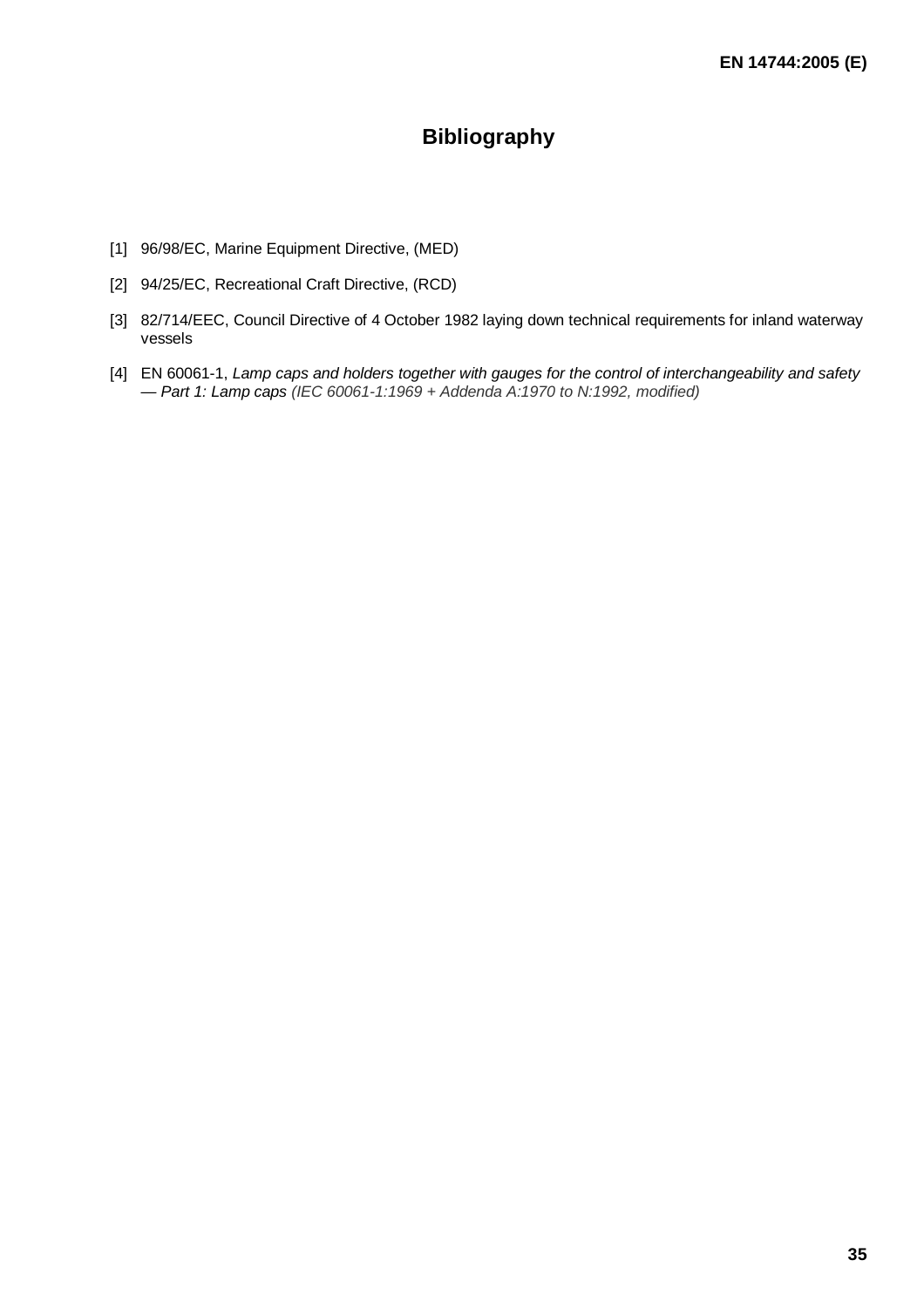# Bibliography

[1] 96/98/EC, Marine Equipment Directive, (MED)

[2] 94/25/EC, Recreational Craft Directive, (RCD)

[3] 82/714/EEC, Council Directive of 4 October 1982 laying down technical requirements for inland waterway vessels

[4] EN 60061-1, *Lamp caps and holders together with gauges for the control of interchangeability and safety — Part 1: Lamp caps (IEC 60061-1:1969 + Addenda A:1970 to N:1992, modified)*